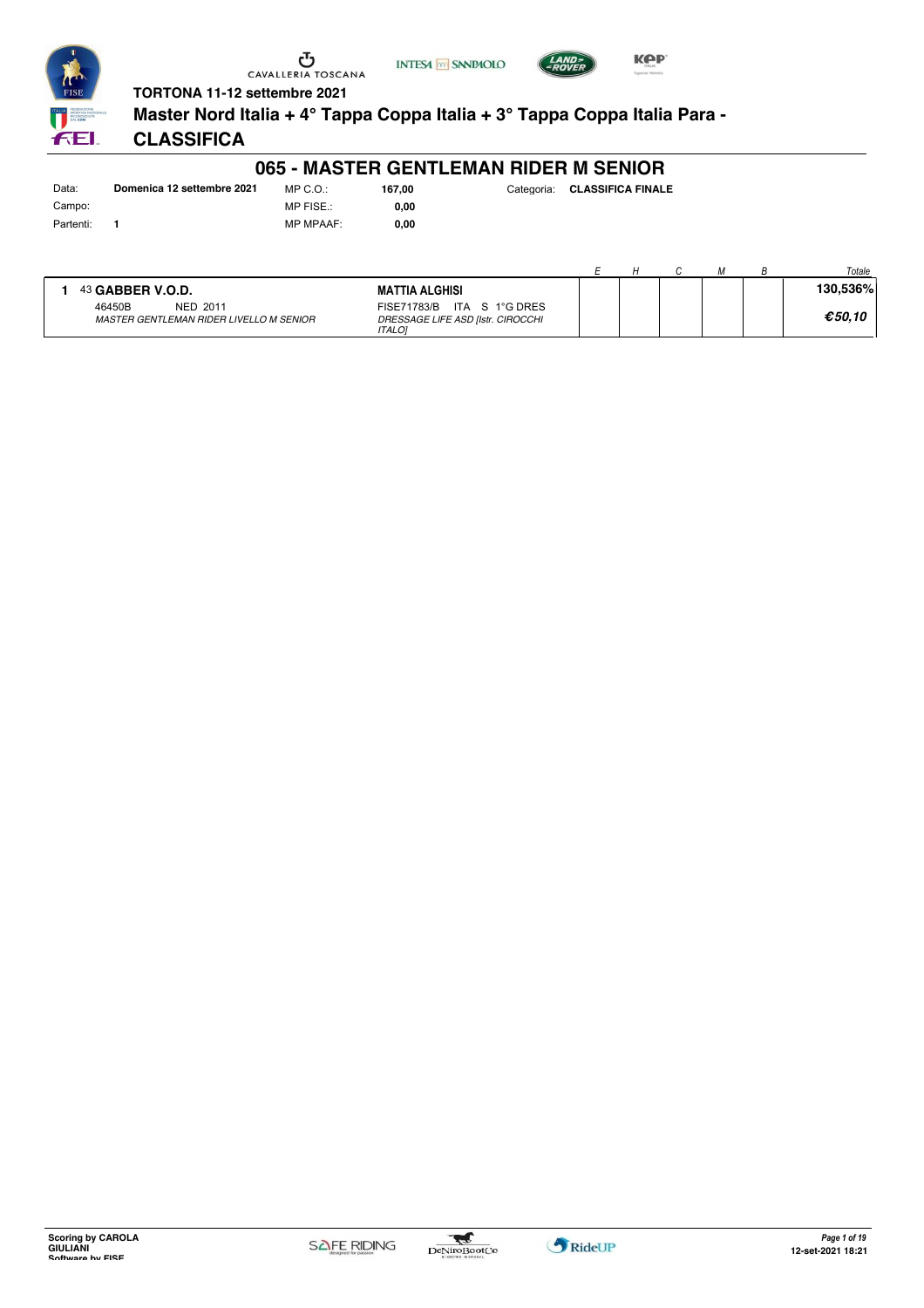TORTONA 11-12 settembre 2021

**Master Nord Italia + 4° Tappa Coppa Italia + 3° Tappa Coppa Italia Para - CLASSIFICA**

## 065 - MASTER GENTLEMAN RIDER M SENIOR

| | | | | | |
|---|---|---|---|---|---|
| Data: | **Domenica 12 settembre 2021** | MP C.O.: | **167,00** | Categoria: | **CLASSIFICA FINALE** |
| Campo: | | MP FISE.: | **0,00** | | |
| Partenti: | **1** | MP MPAAF: | **0,00** | | |

| | Cavallo | Cavaliere | E | H | C | M | B | Totale |
|---|---|---|---|---|---|---|---|---|
| **1** | 43 **GABBER V.O.D.** 46450B NED 2011 *MASTER GENTLEMAN RIDER LIVELLO M SENIOR* | **MATTIA ALGHISI** FISE71783/B ITA S 1°G DRES *DRESSAGE LIFE ASD [Istr. CIROCCHI ITALO]* | | | | | | **130,536%** ***€50,10*** |

Scoring by CAROLA GIULIANI
Software by FISE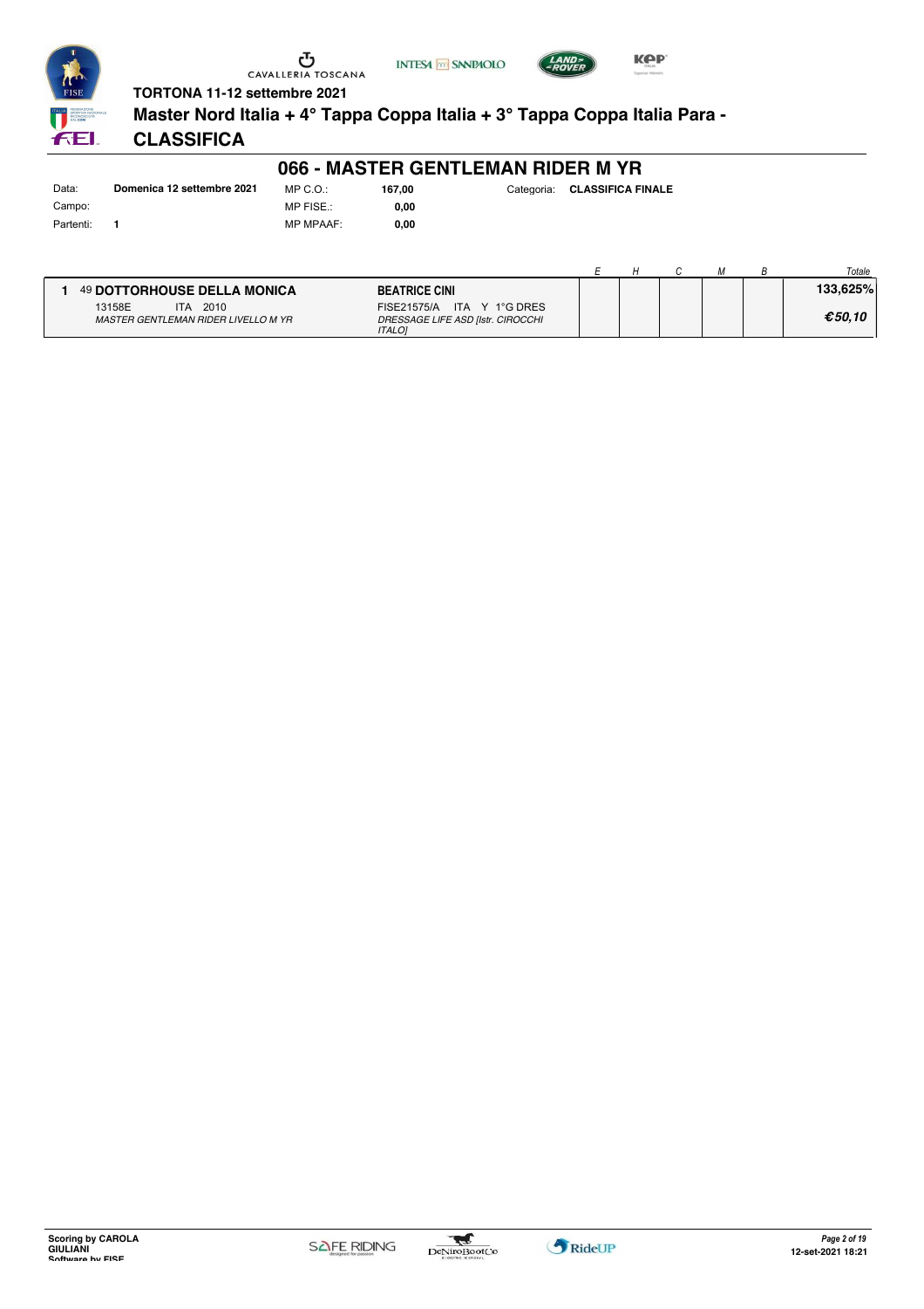TORTONA 11-12 settembre 2021

# Master Nord Italia + 4° Tappa Coppa Italia + 3° Tappa Coppa Italia Para - CLASSIFICA

## 066 - MASTER GENTLEMAN RIDER M YR

| | | | | | |
|---|---|---|---|---|---|
| Data: | **Domenica 12 settembre 2021** | MP C.O.: | **167,00** | Categoria: | **CLASSIFICA FINALE** |
| Campo: | | MP FISE.: | **0,00** | | |
| Partenti: | **1** | MP MPAAF: | **0,00** | | |

| | Cavallo | Cavaliere | E | H | C | M | B | Totale |
|---|---|---|---|---|---|---|---|---|
| 1 | 49 **DOTTORHOUSE DELLA MONICA**<br>13158E ITA 2010<br>*MASTER GENTLEMAN RIDER LIVELLO M YR* | **BEATRICE CINI**<br>FISE21575/A ITA Y 1°G DRES<br>*DRESSAGE LIFE ASD [Istr. CIROCCHI ITALO]* | | | | | | **133,625%**<br>***€50,10*** |

Scoring by CAROLA GIULIANI
Software by FISE

12-set-2021 18:21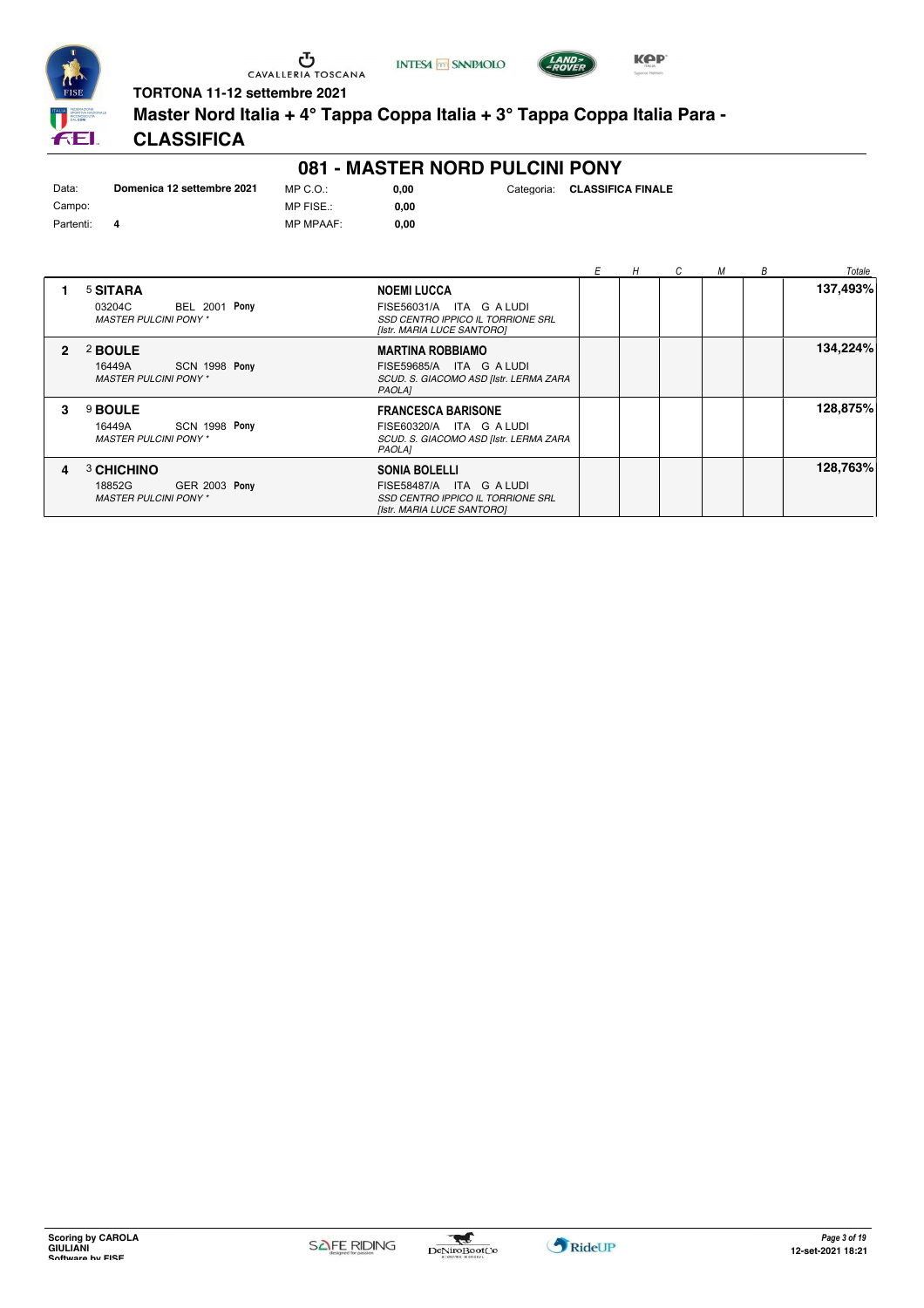**TORTONA 11-12 settembre 2021**

# Master Nord Italia + 4° Tappa Coppa Italia + 3° Tappa Coppa Italia Para - CLASSIFICA

## 081 - MASTER NORD PULCINI PONY

| | | | | | |
|---|---|---|---|---|---|
| Data: | **Domenica 12 settembre 2021** | MP C.O.: | **0,00** | Categoria: | **CLASSIFICA FINALE** |
| Campo: | | MP FISE.: | **0,00** | | |
| Partenti: | **4** | MP MPAAF: | **0,00** | | |

| | Cavallo | Cavaliere | *E* | *H* | *C* | *M* | *B* | *Totale* |
|---|---|---|---|---|---|---|---|---|
| **1** | 5 **SITARA**<br>03204C BEL 2001 **Pony**<br>*MASTER PULCINI PONY ** | **NOEMI LUCCA**<br>FISE56031/A ITA G A LUDI<br>*SSD CENTRO IPPICO IL TORRIONE SRL [Istr. MARIA LUCE SANTORO]* | | | | | | **137,493%** |
| **2** | 2 **BOULE**<br>16449A SCN 1998 **Pony**<br>*MASTER PULCINI PONY ** | **MARTINA ROBBIAMO**<br>FISE59685/A ITA G A LUDI<br>*SCUD. S. GIACOMO ASD [Istr. LERMA ZARA PAOLA]* | | | | | | **134,224%** |
| **3** | 9 **BOULE**<br>16449A SCN 1998 **Pony**<br>*MASTER PULCINI PONY ** | **FRANCESCA BARISONE**<br>FISE60320/A ITA G A LUDI<br>*SCUD. S. GIACOMO ASD [Istr. LERMA ZARA PAOLA]* | | | | | | **128,875%** |
| **4** | 3 **CHICHINO**<br>18852G GER 2003 **Pony**<br>*MASTER PULCINI PONY ** | **SONIA BOLELLI**<br>FISE58487/A ITA G A LUDI<br>*SSD CENTRO IPPICO IL TORRIONE SRL [Istr. MARIA LUCE SANTORO]* | | | | | | **128,763%** |

Scoring by CAROLA GIULIANI
Software by FISE

12-set-2021 18:21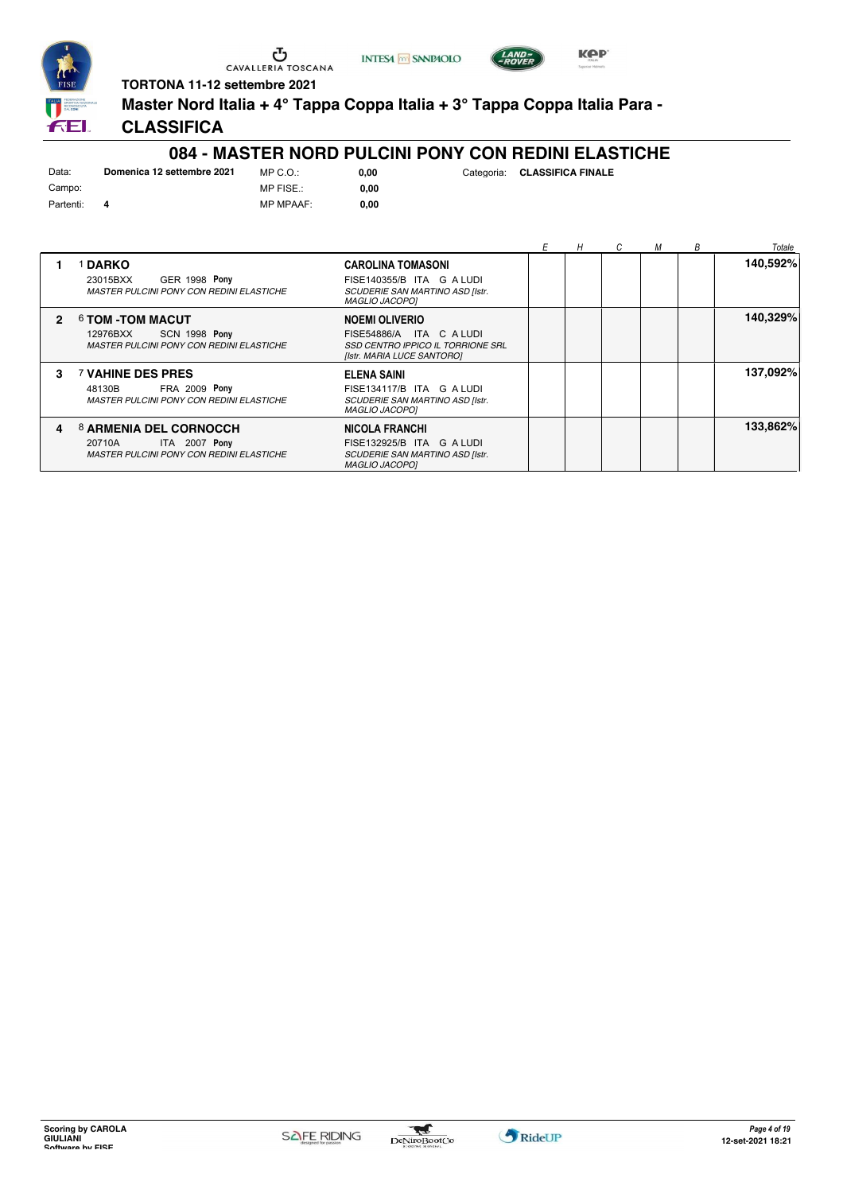TORTONA 11-12 settembre 2021

**Master Nord Italia + 4° Tappa Coppa Italia + 3° Tappa Coppa Italia Para -**

**CLASSIFICA**

## 084 - MASTER NORD PULCINI PONY CON REDINI ELASTICHE

| | | | | | |
|---|---|---|---|---|---|
| Data: | **Domenica 12 settembre 2021** | MP C.O.: | **0,00** | Categoria: | **CLASSIFICA FINALE** |
| Campo: | | MP FISE.: | **0,00** | | |
| Partenti: | **4** | MP MPAAF: | **0,00** | | |

| | Cavallo | Cavaliere | E | H | C | M | B | Totale |
|---|---|---|---|---|---|---|---|---|
| **1** | 1 **DARKO**<br>23015BXX GER 1998 **Pony**<br>*MASTER PULCINI PONY CON REDINI ELASTICHE* | **CAROLINA TOMASONI**<br>FISE140355/B ITA G A LUDI<br>*SCUDERIE SAN MARTINO ASD [Istr. MAGLIO JACOPO]* | | | | | | **140,592%** |
| **2** | 6 **TOM -TOM MACUT**<br>12976BXX SCN 1998 **Pony**<br>*MASTER PULCINI PONY CON REDINI ELASTICHE* | **NOEMI OLIVERIO**<br>FISE54886/A ITA C A LUDI<br>*SSD CENTRO IPPICO IL TORRIONE SRL [Istr. MARIA LUCE SANTORO]* | | | | | | **140,329%** |
| **3** | 7 **VAHINE DES PRES**<br>48130B FRA 2009 **Pony**<br>*MASTER PULCINI PONY CON REDINI ELASTICHE* | **ELENA SAINI**<br>FISE134117/B ITA G A LUDI<br>*SCUDERIE SAN MARTINO ASD [Istr. MAGLIO JACOPO]* | | | | | | **137,092%** |
| **4** | 8 **ARMENIA DEL CORNOCCH**<br>20710A ITA 2007 **Pony**<br>*MASTER PULCINI PONY CON REDINI ELASTICHE* | **NICOLA FRANCHI**<br>FISE132925/B ITA G A LUDI<br>*SCUDERIE SAN MARTINO ASD [Istr. MAGLIO JACOPO]* | | | | | | **133,862%** |

Scoring by CAROLA GIULIANI
Software by FISE

12-set-2021 18:21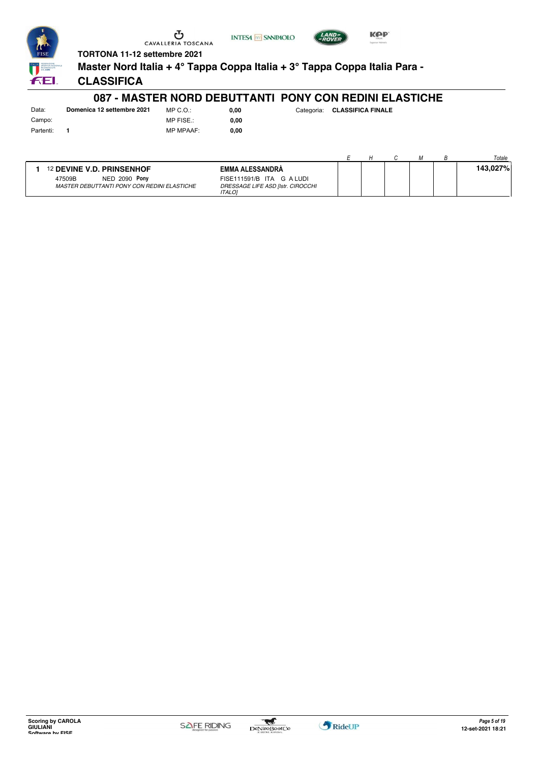TORTONA 11-12 settembre 2021

**Master Nord Italia + 4° Tappa Coppa Italia + 3° Tappa Coppa Italia Para -**

**CLASSIFICA**

## 087 - MASTER NORD DEBUTTANTI PONY CON REDINI ELASTICHE

| Data: | **Domenica 12 settembre 2021** | MP C.O.: | **0,00** | Categoria: | **CLASSIFICA FINALE** |
|---|---|---|---|---|---|
| Campo: | | MP FISE.: | **0,00** | | |
| Partenti: | **1** | MP MPAAF: | **0,00** | | |

| | Cavallo | Cavaliere | *E* | *H* | *C* | *M* | *B* | *Totale* |
|---|---|---|---|---|---|---|---|---|
| 1 | 12 **DEVINE V.D. PRINSENHOF**<br>47509B NED 2090 **Pony**<br>*MASTER DEBUTTANTI PONY CON REDINI ELASTICHE* | **EMMA ALESSANDRÀ**<br>FISE111591/B ITA G A LUDI<br>*DRESSAGE LIFE ASD [Istr. CIROCCHI ITALO]* | | | | | | **143,027%** |

**Scoring by CAROLA GIULIANI**
**Software by FISE**

12-set-2021 18:21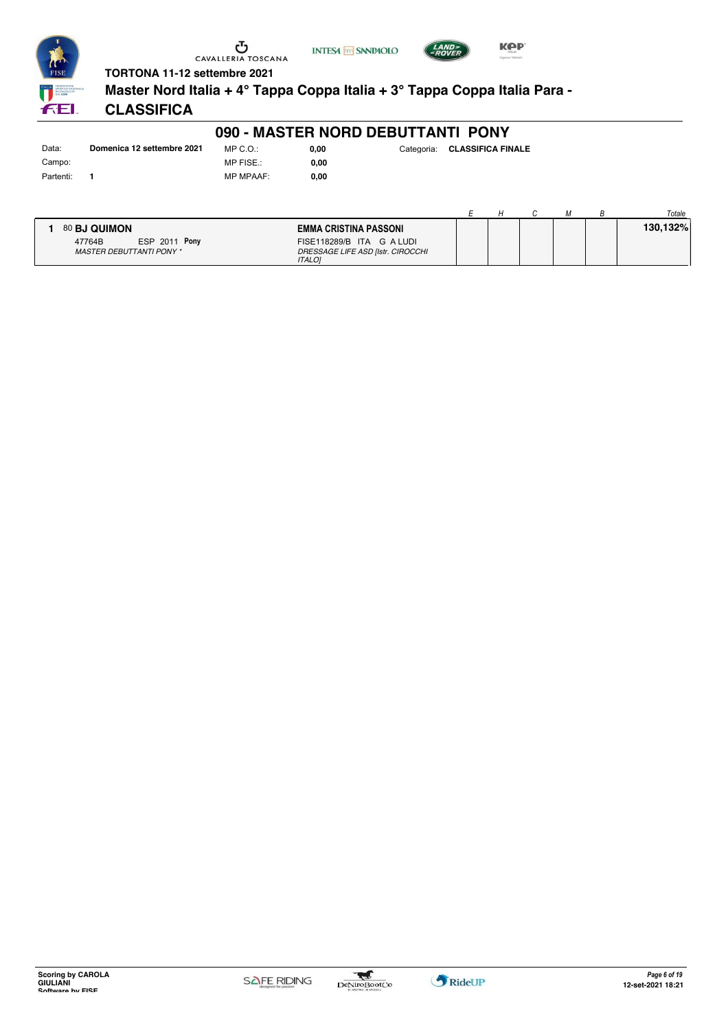TORTONA 11-12 settembre 2021

## Master Nord Italia + 4° Tappa Coppa Italia + 3° Tappa Coppa Italia Para - CLASSIFICA

# 090 - MASTER NORD DEBUTTANTI PONY

| Data: | Domenica 12 settembre 2021 | MP C.O.: | 0,00 | Categoria: | CLASSIFICA FINALE |
|---|---|---|---|---|---|
| Campo: | | MP FISE.: | 0,00 | | |
| Partenti: | 1 | MP MPAAF: | 0,00 | | |

| | | | E | H | C | M | B | Totale |
|---|---|---|---|---|---|---|---|---|
| 1 | 80 **BJ QUIMON**<br>47764B ESP 2011 **Pony**<br>*MASTER DEBUTTANTI PONY \** | **EMMA CRISTINA PASSONI**<br>FISE118289/B ITA G A LUDI<br>*DRESSAGE LIFE ASD [Istr. CIROCCHI ITALO]* | | | | | | **130,132%** |

Scoring by CAROLA GIULIANI
Software by FISE

12-set-2021 18:21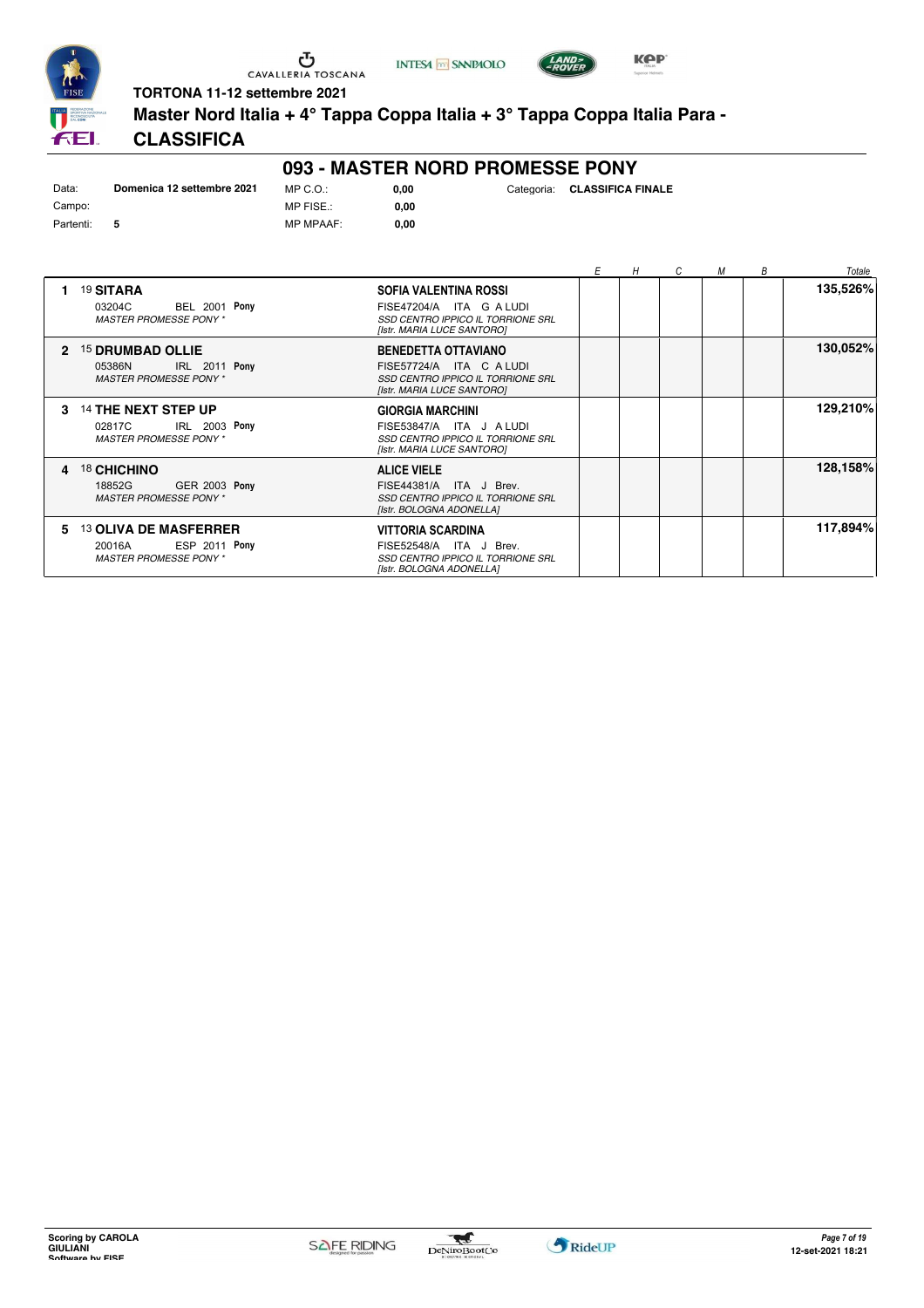TORTONA 11-12 settembre 2021

## Master Nord Italia + 4° Tappa Coppa Italia + 3° Tappa Coppa Italia Para - CLASSIFICA

# 093 - MASTER NORD PROMESSE PONY

| | | | | | |
|---|---|---|---|---|---|
| Data: | **Domenica 12 settembre 2021** | MP C.O.: | **0,00** | Categoria: | **CLASSIFICA FINALE** |
| Campo: | | MP FISE.: | **0,00** | | |
| Partenti: | **5** | MP MPAAF: | **0,00** | | |

| | Cavallo | Cavaliere | E | H | C | M | B | Totale |
|---|---|---|---|---|---|---|---|---|
| **1** | 19 **SITARA**<br>03204C BEL 2001 **Pony**<br>*MASTER PROMESSE PONY ** | **SOFIA VALENTINA ROSSI**<br>FISE47204/A ITA G A LUDI<br>*SSD CENTRO IPPICO IL TORRIONE SRL*<br>*[Istr. MARIA LUCE SANTORO]* | | | | | | **135,526%** |
| **2** | 15 **DRUMBAD OLLIE**<br>05386N IRL 2011 **Pony**<br>*MASTER PROMESSE PONY ** | **BENEDETTA OTTAVIANO**<br>FISE57724/A ITA C A LUDI<br>*SSD CENTRO IPPICO IL TORRIONE SRL*<br>*[Istr. MARIA LUCE SANTORO]* | | | | | | **130,052%** |
| **3** | 14 **THE NEXT STEP UP**<br>02817C IRL 2003 **Pony**<br>*MASTER PROMESSE PONY ** | **GIORGIA MARCHINI**<br>FISE53847/A ITA J A LUDI<br>*SSD CENTRO IPPICO IL TORRIONE SRL*<br>*[Istr. MARIA LUCE SANTORO]* | | | | | | **129,210%** |
| **4** | 18 **CHICHINO**<br>18852G GER 2003 **Pony**<br>*MASTER PROMESSE PONY ** | **ALICE VIELE**<br>FISE44381/A ITA J Brev.<br>*SSD CENTRO IPPICO IL TORRIONE SRL*<br>*[Istr. BOLOGNA ADONELLA]* | | | | | | **128,158%** |
| **5** | 13 **OLIVA DE MASFERRER**<br>20016A ESP 2011 **Pony**<br>*MASTER PROMESSE PONY ** | **VITTORIA SCARDINA**<br>FISE52548/A ITA J Brev.<br>*SSD CENTRO IPPICO IL TORRIONE SRL*<br>*[Istr. BOLOGNA ADONELLA]* | | | | | | **117,894%** |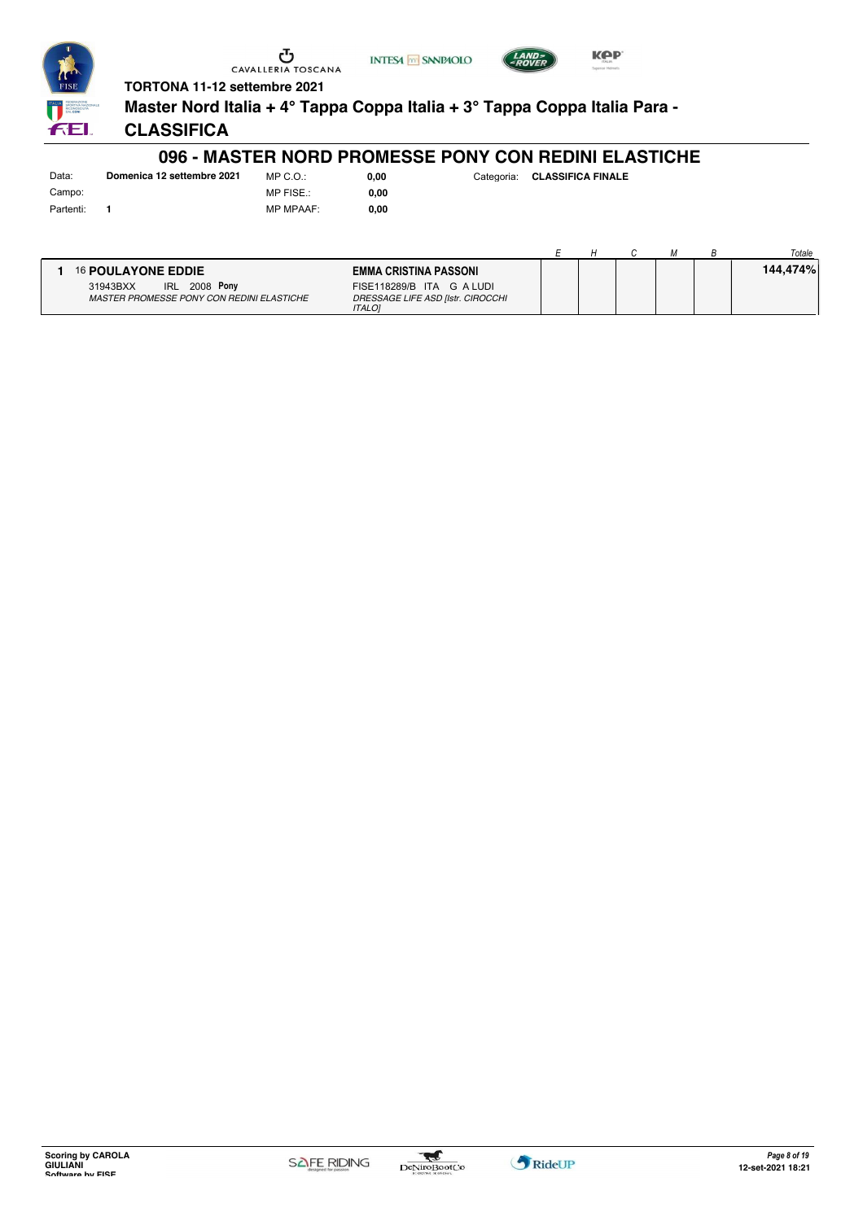TORTONA 11-12 settembre 2021

**Master Nord Italia + 4° Tappa Coppa Italia + 3° Tappa Coppa Italia Para -**

**CLASSIFICA**

# 096 - MASTER NORD PROMESSE PONY CON REDINI ELASTICHE

| | | | | | |
|---|---|---|---|---|---|
| Data: | **Domenica 12 settembre 2021** | MP C.O.: | **0,00** | Categoria: | **CLASSIFICA FINALE** |
| Campo: | | MP FISE.: | **0,00** | | |
| Partenti: | **1** | MP MPAAF: | **0,00** | | |

| | Cavallo | Cavaliere | E | H | C | M | B | Totale |
|---|---|---|---|---|---|---|---|---|
| **1** | 16 **POULAYONE EDDIE**<br>31943BXX IRL 2008 **Pony**<br>*MASTER PROMESSE PONY CON REDINI ELASTICHE* | **EMMA CRISTINA PASSONI**<br>FISE118289/B ITA G A LUDI<br>*DRESSAGE LIFE ASD [Istr. CIROCCHI ITALO]* | | | | | | **144,474%** |

Scoring by CAROLA GIULIANI
Software by FISE

12-set-2021 18:21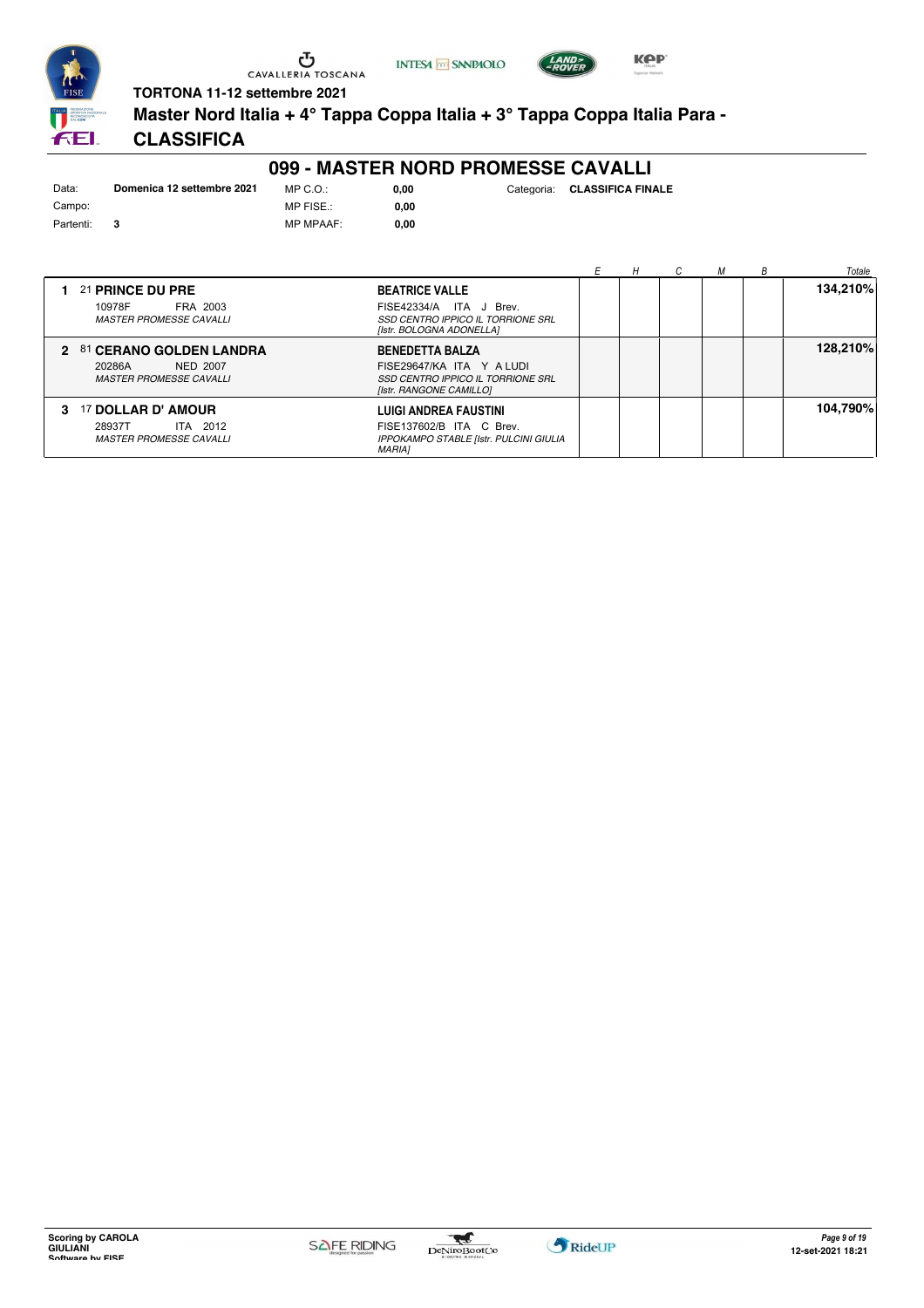TORTONA 11-12 settembre 2021

**Master Nord Italia + 4° Tappa Coppa Italia + 3° Tappa Coppa Italia Para - CLASSIFICA**

## 099 - MASTER NORD PROMESSE CAVALLI

| | | | | | |
|---|---|---|---|---|---|
| Data: | **Domenica 12 settembre 2021** | MP C.O.: | **0,00** | Categoria: | **CLASSIFICA FINALE** |
| Campo: | | MP FISE.: | **0,00** | | |
| Partenti: | **3** | MP MPAAF: | **0,00** | | |

| | Cavallo | Cavaliere | E | H | C | M | B | Totale |
|---|---|---|---|---|---|---|---|---|
| 1 | 21 **PRINCE DU PRE** 10978F FRA 2003 *MASTER PROMESSE CAVALLI* | **BEATRICE VALLE** FISE42334/A ITA J Brev. *SSD CENTRO IPPICO IL TORRIONE SRL [Istr. BOLOGNA ADONELLA]* | | | | | | **134,210%** |
| 2 | 81 **CERANO GOLDEN LANDRA** 20286A NED 2007 *MASTER PROMESSE CAVALLI* | **BENEDETTA BALZA** FISE29647/KA ITA Y A LUDI *SSD CENTRO IPPICO IL TORRIONE SRL [Istr. RANGONE CAMILLO]* | | | | | | **128,210%** |
| 3 | 17 **DOLLAR D' AMOUR** 28937T ITA 2012 *MASTER PROMESSE CAVALLI* | **LUIGI ANDREA FAUSTINI** FISE137602/B ITA C Brev. *IPPOKAMPO STABLE [Istr. PULCINI GIULIA MARIA]* | | | | | | **104,790%** |

Scoring by CAROLA GIULIANI
Software by FISE

12-set-2021 18:21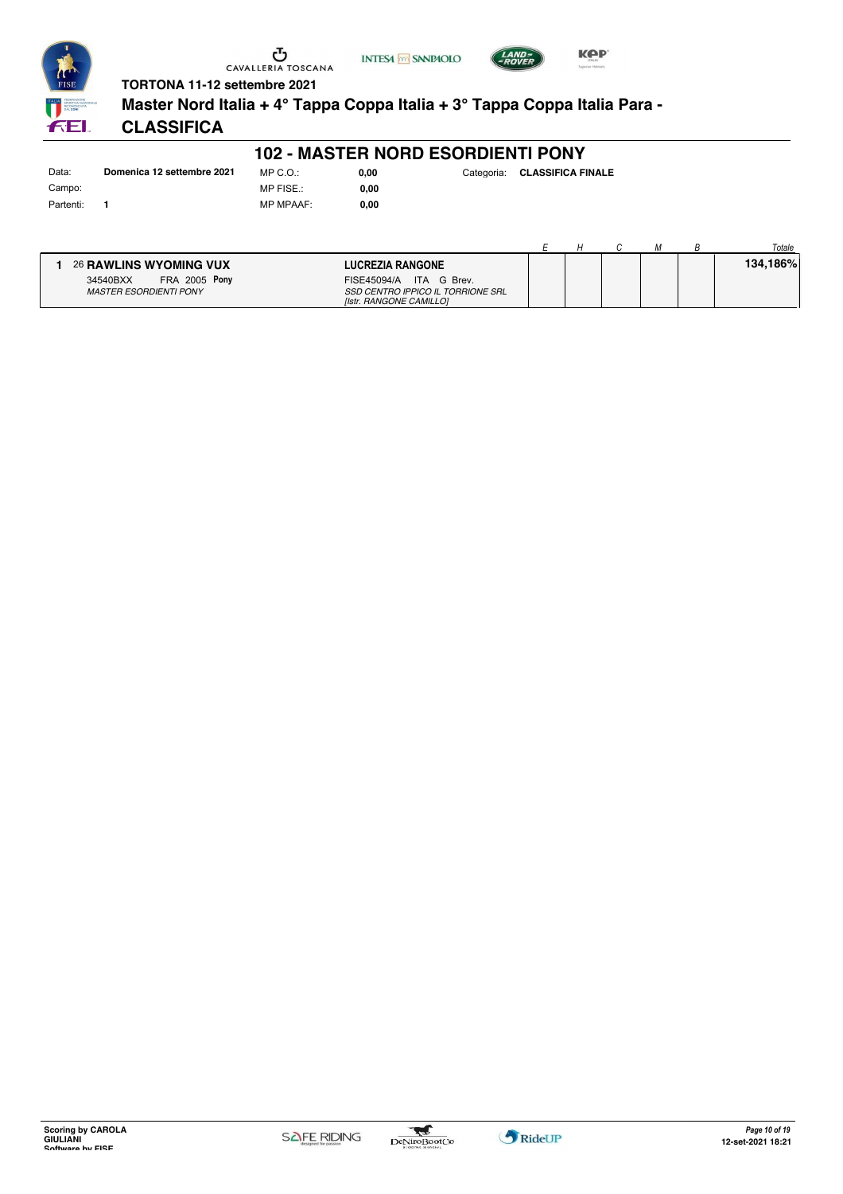**TORTONA 11-12 settembre 2021**

# Master Nord Italia + 4° Tappa Coppa Italia + 3° Tappa Coppa Italia Para - CLASSIFICA

## 102 - MASTER NORD ESORDIENTI PONY

| | | | | | |
|---|---|---|---|---|---|
| Data: | **Domenica 12 settembre 2021** | MP C.O.: | **0,00** | Categoria: | **CLASSIFICA FINALE** |
| Campo: | | MP FISE.: | **0,00** | | |
| Partenti: | **1** | MP MPAAF: | **0,00** | | |

| | Cavallo | Cavaliere | E | H | C | M | B | Totale |
|---|---|---|---|---|---|---|---|---|
| **1** | 26 **RAWLINS WYOMING VUX**<br>34540BXX FRA 2005 **Pony**<br>*MASTER ESORDIENTI PONY* | **LUCREZIA RANGONE**<br>FISE45094/A ITA G Brev.<br>*SSD CENTRO IPPICO IL TORRIONE SRL*<br>*[Istr. RANGONE CAMILLO]* | | | | | | **134,186%** |

**Scoring by CAROLA GIULIANI**
**Software by FISE**

**12-set-2021 18:21**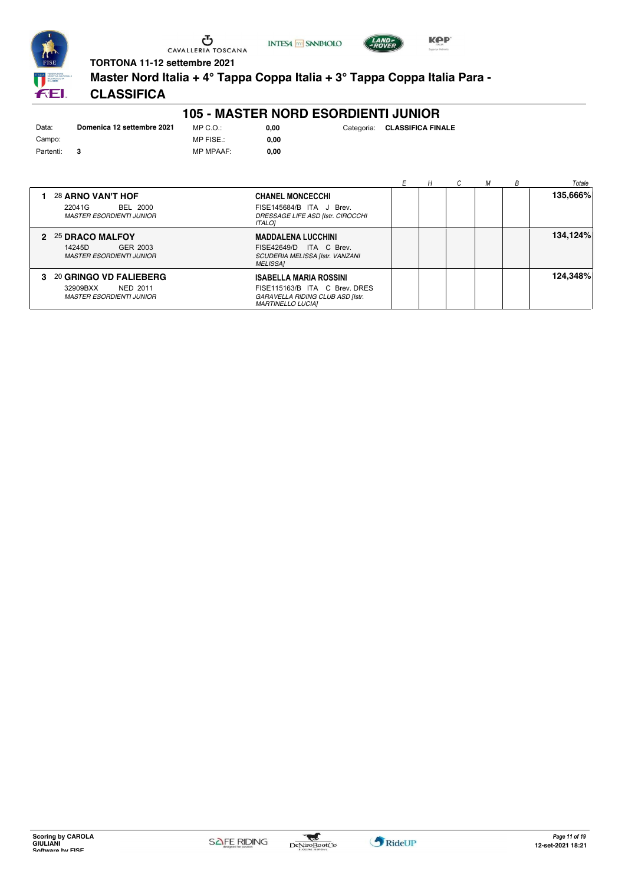TORTONA 11-12 settembre 2021

**Master Nord Italia + 4° Tappa Coppa Italia + 3° Tappa Coppa Italia Para -**

## CLASSIFICA

# 105 - MASTER NORD ESORDIENTI JUNIOR

| | | | | | |
|---|---|---|---|---|---|
| Data: | **Domenica 12 settembre 2021** | MP C.O.: | **0,00** | Categoria: | **CLASSIFICA FINALE** |
| Campo: | | MP FISE.: | **0,00** | | |
| Partenti: | **3** | MP MPAAF: | **0,00** | | |

| | Cavallo | Cavaliere | E | H | C | M | B | Totale |
|---|---|---|---|---|---|---|---|---|
| **1** | 28 **ARNO VAN'T HOF**<br>22041G BEL 2000<br>*MASTER ESORDIENTI JUNIOR* | **CHANEL MONCECCHI**<br>FISE145684/B ITA J Brev.<br>*DRESSAGE LIFE ASD [Istr. CIROCCHI ITALO]* | | | | | | **135,666%** |
| **2** | 25 **DRACO MALFOY**<br>14245D GER 2003<br>*MASTER ESORDIENTI JUNIOR* | **MADDALENA LUCCHINI**<br>FISE42649/D ITA C Brev.<br>*SCUDERIA MELISSA [Istr. VANZANI MELISSA]* | | | | | | **134,124%** |
| **3** | 20 **GRINGO VD FALIEBERG**<br>32909BXX NED 2011<br>*MASTER ESORDIENTI JUNIOR* | **ISABELLA MARIA ROSSINI**<br>FISE115163/B ITA C Brev. DRES<br>*GARAVELLA RIDING CLUB ASD [Istr. MARTINELLO LUCIA]* | | | | | | **124,348%** |

**Scoring by CAROLA GIULIANI**
**Software by FISE**

*12-set-2021 18:21*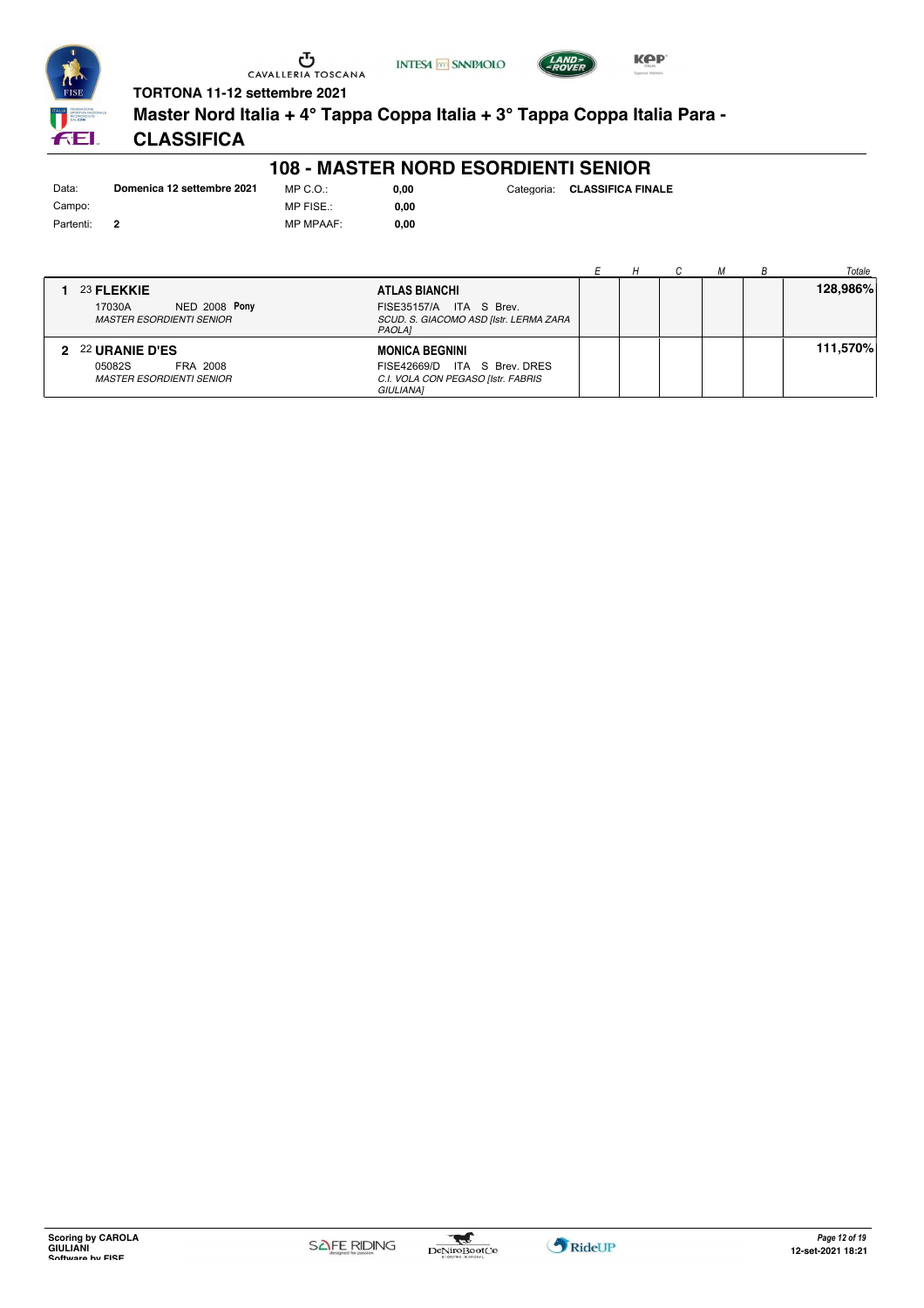TORTONA 11-12 settembre 2021

# Master Nord Italia + 4° Tappa Coppa Italia + 3° Tappa Coppa Italia Para - CLASSIFICA

## 108 - MASTER NORD ESORDIENTI SENIOR

| | | | | | |
|---|---|---|---|---|---|
| Data: | **Domenica 12 settembre 2021** | MP C.O.: | **0,00** | Categoria: | **CLASSIFICA FINALE** |
| Campo: | | MP FISE.: | **0,00** | | |
| Partenti: | **2** | MP MPAAF: | **0,00** | | |

| | Cavallo | Cavaliere | *E* | *H* | *C* | *M* | *B* | *Totale* |
|---|---|---|---|---|---|---|---|---|
| **1** | 23 **FLEKKIE**<br>17030A NED 2008 **Pony**<br>*MASTER ESORDIENTI SENIOR* | **ATLAS BIANCHI**<br>FISE35157/A ITA S Brev.<br>*SCUD. S. GIACOMO ASD [Istr. LERMA ZARA PAOLA]* | | | | | | **128,986%** |
| **2** | 22 **URANIE D'ES**<br>05082S FRA 2008<br>*MASTER ESORDIENTI SENIOR* | **MONICA BEGNINI**<br>FISE42669/D ITA S Brev. DRES<br>*C.I. VOLA CON PEGASO [Istr. FABRIS GIULIANA]* | | | | | | **111,570%** |

Scoring by CAROLA GIULIANI
Software by FISE

12-set-2021 18:21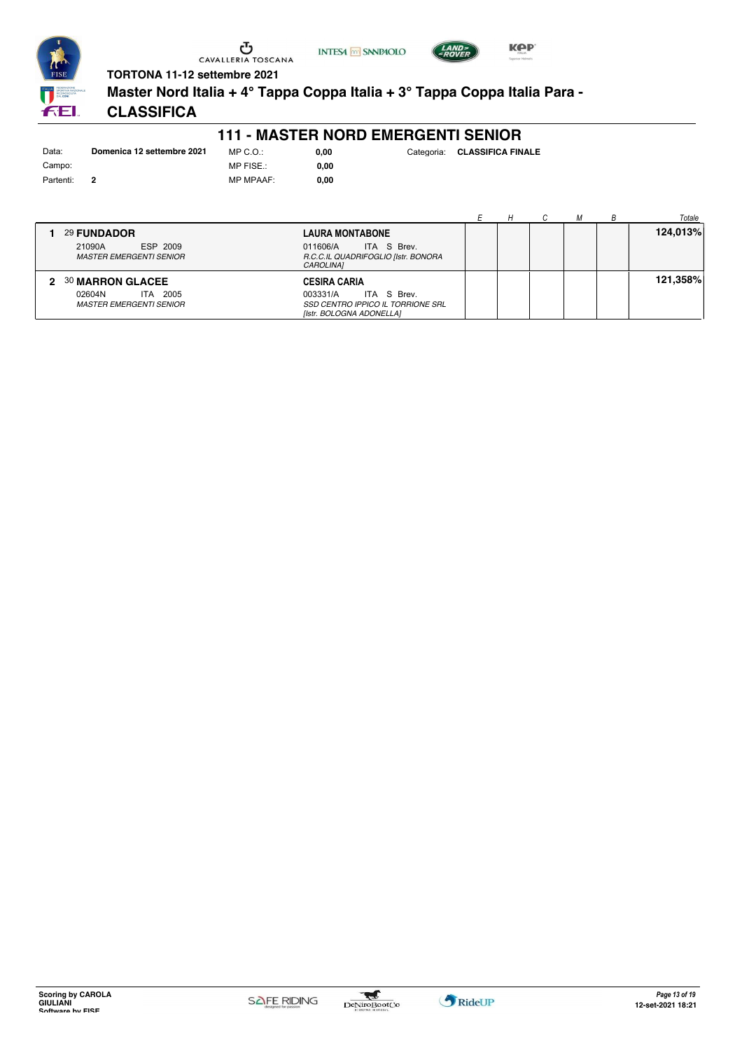TORTONA 11-12 settembre 2021

**Master Nord Italia + 4° Tappa Coppa Italia + 3° Tappa Coppa Italia Para -**

# CLASSIFICA

## 111 - MASTER NORD EMERGENTI SENIOR

| Data: | Domenica 12 settembre 2021 | MP C.O.: | 0,00 | Categoria: | CLASSIFICA FINALE |
|---|---|---|---|---|---|
| Campo: | | MP FISE.: | 0,00 | | |
| Partenti: | 2 | MP MPAAF: | 0,00 | | |

| | Cavallo | Cavaliere | E | H | C | M | B | Totale |
|---|---|---|---|---|---|---|---|---|
| 1 | 29 **FUNDADOR**<br>21090A ESP 2009<br>*MASTER EMERGENTI SENIOR* | **LAURA MONTABONE**<br>011606/A ITA S Brev.<br>*R.C.C.IL QUADRIFOGLIO [Istr. BONORA CAROLINA]* | | | | | | **124,013%** |
| 2 | 30 **MARRON GLACEE**<br>02604N ITA 2005<br>*MASTER EMERGENTI SENIOR* | **CESIRA CARIA**<br>003331/A ITA S Brev.<br>*SSD CENTRO IPPICO IL TORRIONE SRL [Istr. BOLOGNA ADONELLA]* | | | | | | **121,358%** |

Scoring by CAROLA GIULIANI
Software by FISE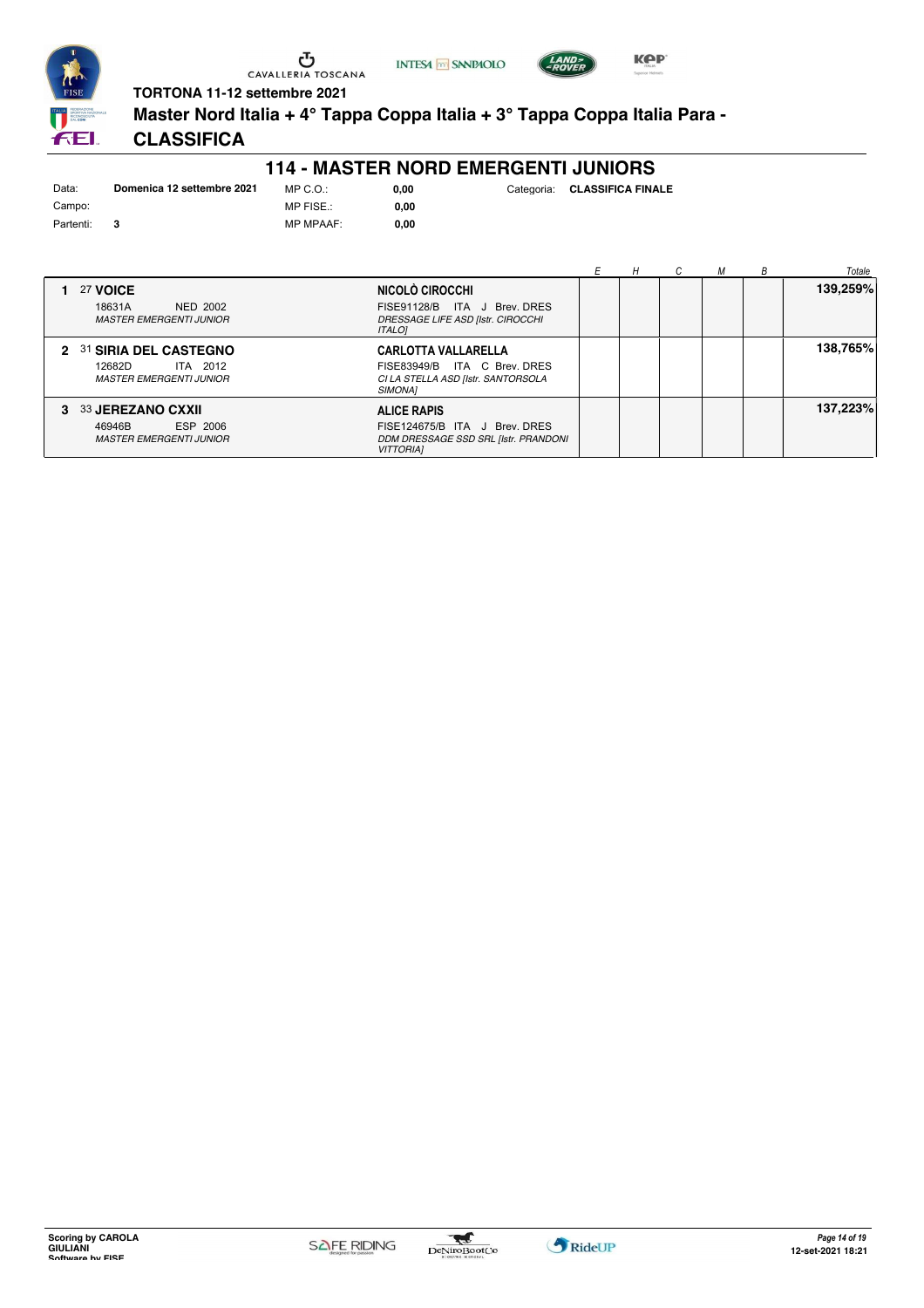TORTONA 11-12 settembre 2021

**Master Nord Italia + 4° Tappa Coppa Italia + 3° Tappa Coppa Italia Para - CLASSIFICA**

# 114 - MASTER NORD EMERGENTI JUNIORS

| Data: | Domenica 12 settembre 2021 | MP C.O.: | 0,00 | Categoria: | CLASSIFICA FINALE |
|---|---|---|---|---|---|
| Campo: | | MP FISE.: | 0,00 | | |
| Partenti: | 3 | MP MPAAF: | 0,00 | | |

| | Cavallo | Cavaliere | E | H | C | M | B | Totale |
|---|---|---|---|---|---|---|---|---|
| 1 | 27 **VOICE**<br>18631A NED 2002<br>*MASTER EMERGENTI JUNIOR* | **NICOLÒ CIROCCHI**<br>FISE91128/B ITA J Brev. DRES<br>*DRESSAGE LIFE ASD [Istr. CIROCCHI ITALO]* | | | | | | **139,259%** |
| 2 | 31 **SIRIA DEL CASTEGNO**<br>12682D ITA 2012<br>*MASTER EMERGENTI JUNIOR* | **CARLOTTA VALLARELLA**<br>FISE83949/B ITA C Brev. DRES<br>*CI LA STELLA ASD [Istr. SANTORSOLA SIMONA]* | | | | | | **138,765%** |
| 3 | 33 **JEREZANO CXXII**<br>46946B ESP 2006<br>*MASTER EMERGENTI JUNIOR* | **ALICE RAPIS**<br>FISE124675/B ITA J Brev. DRES<br>*DDM DRESSAGE SSD SRL [Istr. PRANDONI VITTORIA]* | | | | | | **137,223%** |

Scoring by CAROLA GIULIANI
Software by FISE

12-set-2021 18:21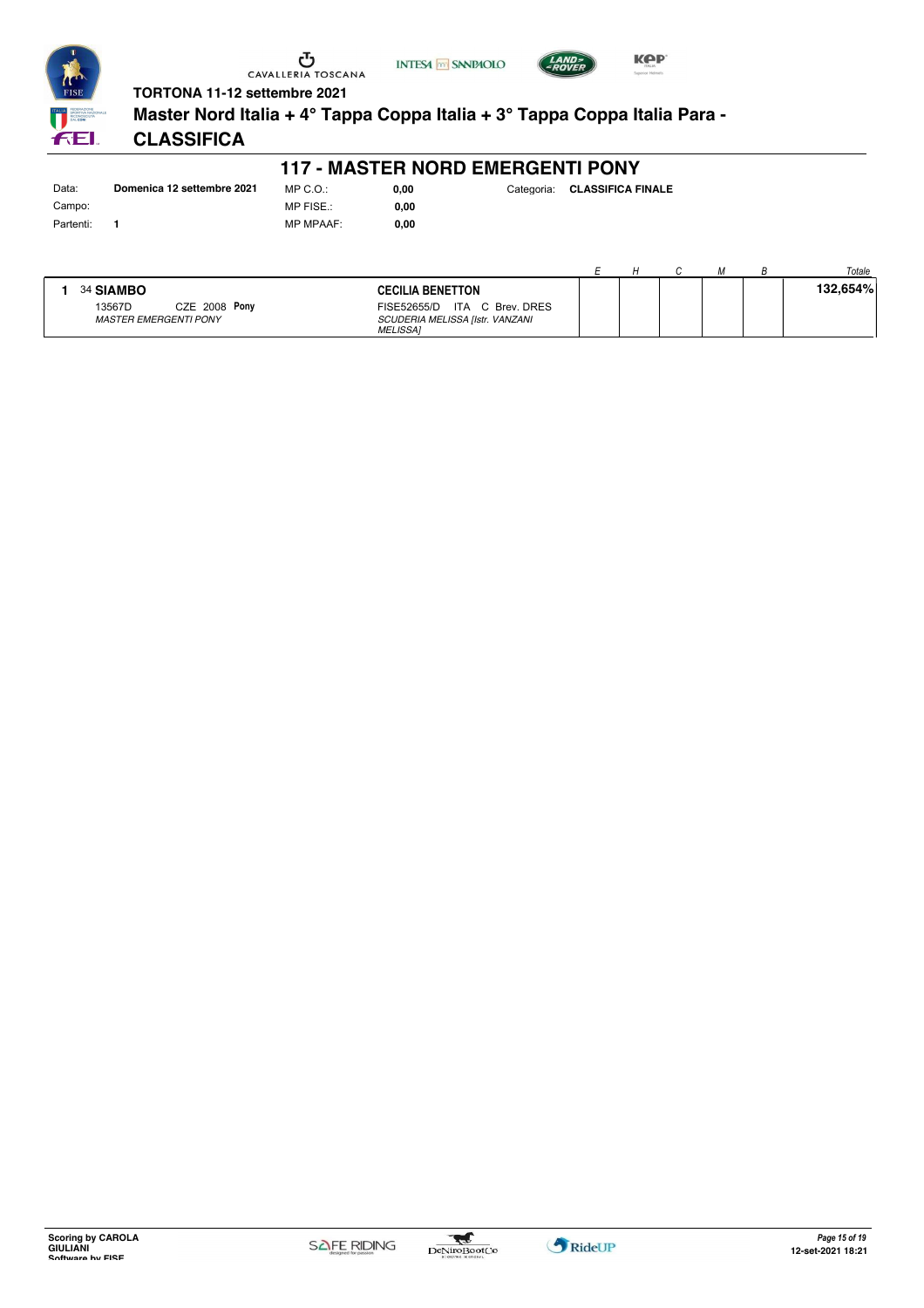CAVALLERIA TOSCANA

**TORTONA 11-12 settembre 2021**

## Master Nord Italia + 4° Tappa Coppa Italia + 3° Tappa Coppa Italia Para - CLASSIFICA

# 117 - MASTER NORD EMERGENTI PONY

| | | | | | |
|---|---|---|---|---|---|
| Data: | **Domenica 12 settembre 2021** | MP C.O.: | **0,00** | Categoria: | **CLASSIFICA FINALE** |
| Campo: | | MP FISE.: | **0,00** | | |
| Partenti: | **1** | MP MPAAF: | **0,00** | | |

| | Cavallo | Cavaliere | E | H | C | M | B | Totale |
|---|---|---|---|---|---|---|---|---|
| **1** | 34 **SIAMBO**<br>13567D CZE 2008 **Pony**<br>*MASTER EMERGENTI PONY* | **CECILIA BENETTON**<br>FISE52655/D ITA C Brev. DRES<br>*SCUDERIA MELISSA [Istr. VANZANI MELISSA]* | | | | | | **132,654%** |

Scoring by CAROLA GIULIANI
Software by FISE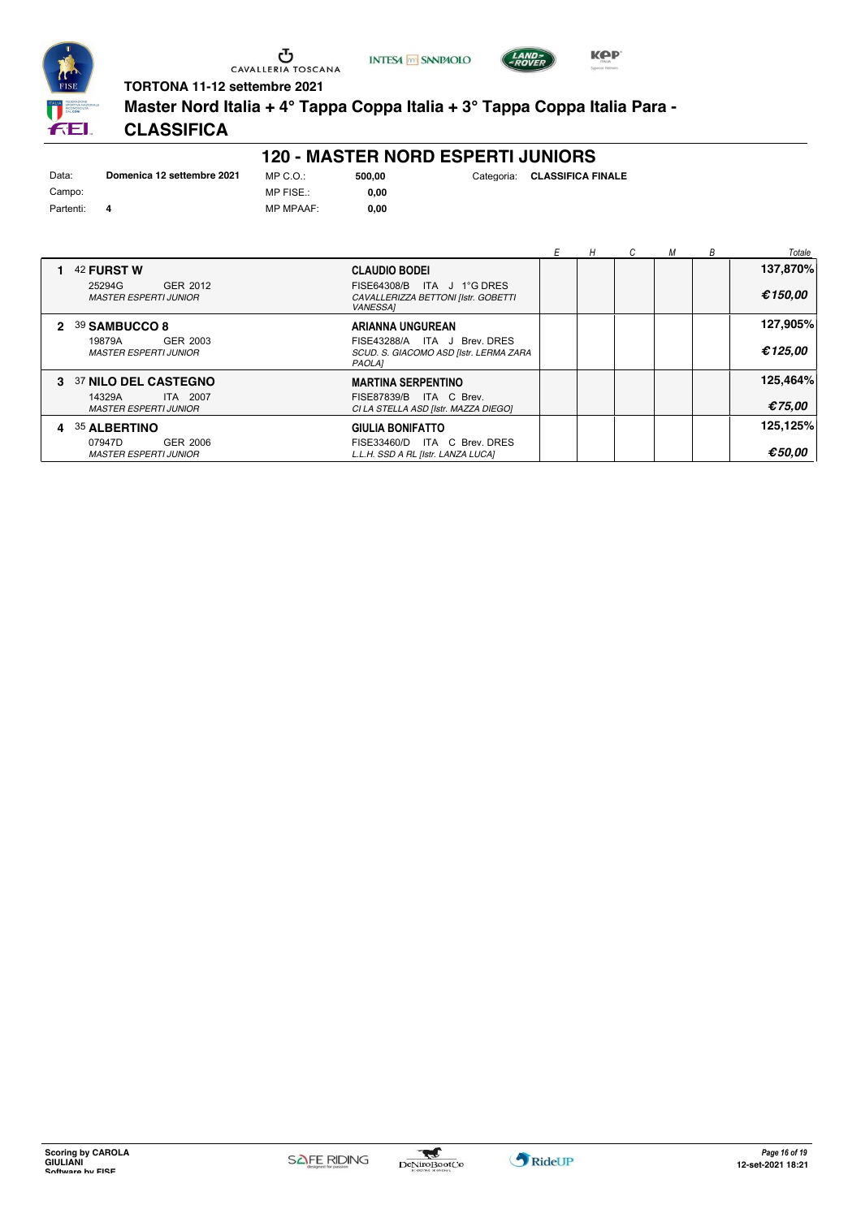TORTONA 11-12 settembre 2021

**Master Nord Italia + 4° Tappa Coppa Italia + 3° Tappa Coppa Italia Para -**

**CLASSIFICA**

## 120 - MASTER NORD ESPERTI JUNIORS

| | | | | | |
|---|---|---|---|---|---|
| Data: | **Domenica 12 settembre 2021** | MP C.O.: | **500,00** | Categoria: | **CLASSIFICA FINALE** |
| Campo: | | MP FISE.: | **0,00** | | |
| Partenti: | **4** | MP MPAAF: | **0,00** | | |

| | Cavallo | Cavaliere | E | H | C | M | B | Totale |
|---|---|---|---|---|---|---|---|---|
| 1 | 42 **FURST W**<br>25294G GER 2012<br>*MASTER ESPERTI JUNIOR* | **CLAUDIO BODEI**<br>FISE64308/B ITA J 1°G DRES<br>*CAVALLERIZZA BETTONI [Istr. GOBETTI VANESSA]* | | | | | | **137,870%**<br>***€150,00*** |
| 2 | 39 **SAMBUCCO 8**<br>19879A GER 2003<br>*MASTER ESPERTI JUNIOR* | **ARIANNA UNGUREAN**<br>FISE43288/A ITA J Brev. DRES<br>*SCUD. S. GIACOMO ASD [Istr. LERMA ZARA PAOLA]* | | | | | | **127,905%**<br>***€125,00*** |
| 3 | 37 **NILO DEL CASTEGNO**<br>14329A ITA 2007<br>*MASTER ESPERTI JUNIOR* | **MARTINA SERPENTINO**<br>FISE87839/B ITA C Brev.<br>*CI LA STELLA ASD [Istr. MAZZA DIEGO]* | | | | | | **125,464%**<br>***€75,00*** |
| 4 | 35 **ALBERTINO**<br>07947D GER 2006<br>*MASTER ESPERTI JUNIOR* | **GIULIA BONIFATTO**<br>FISE33460/D ITA C Brev. DRES<br>*L.L.H. SSD A RL [Istr. LANZA LUCA]* | | | | | | **125,125%**<br>***€50,00*** |

**Scoring by CAROLA GIULIANI**
**Software by FISE**

*Page 16 of 19*
**12-set-2021 18:21**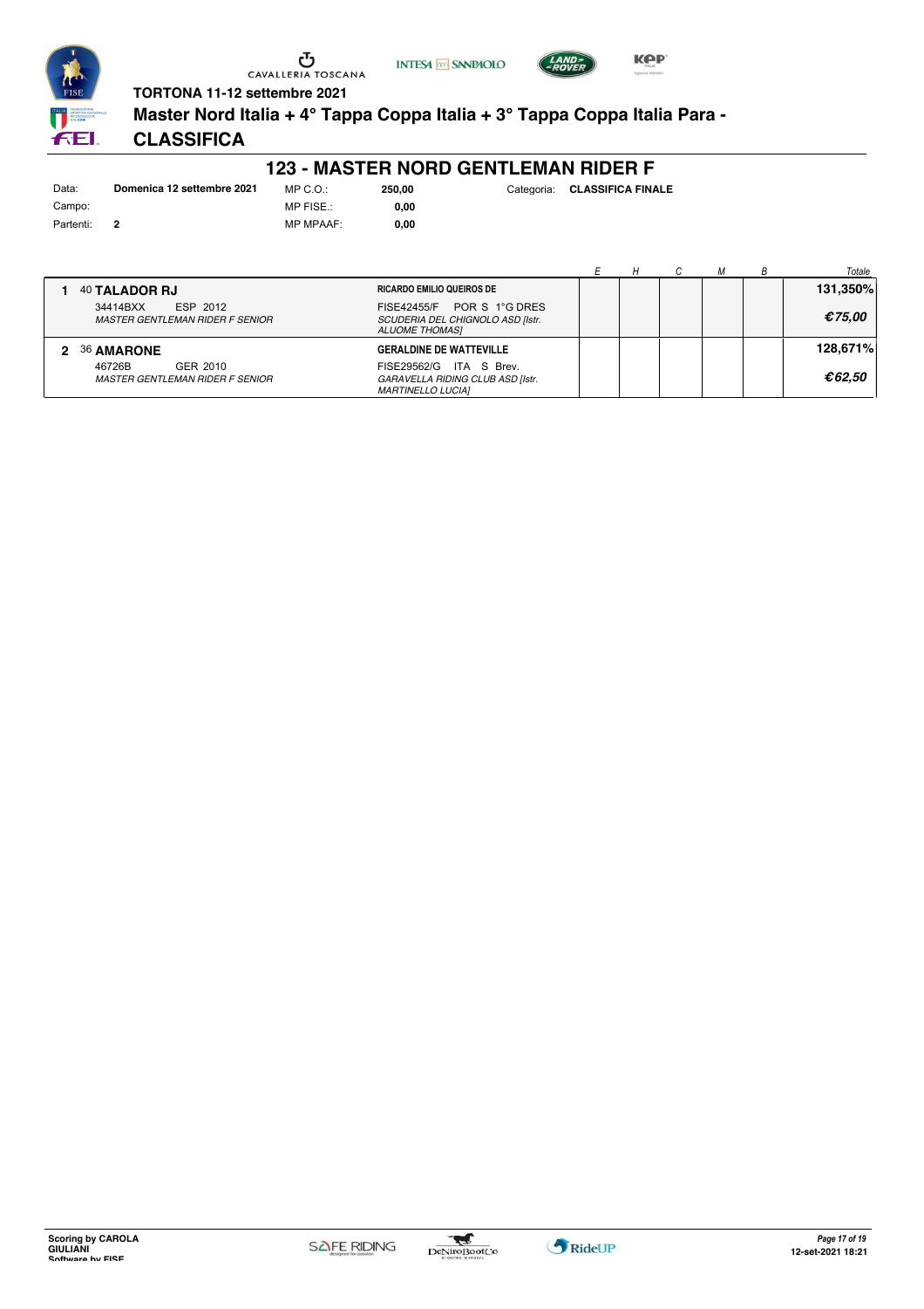TORTONA 11-12 settembre 2021

**Master Nord Italia + 4° Tappa Coppa Italia + 3° Tappa Coppa Italia Para -**

## CLASSIFICA

# 123 - MASTER NORD GENTLEMAN RIDER F

| | | | | | |
|---|---|---|---|---|---|
| Data: | **Domenica 12 settembre 2021** | MP C.O.: | **250,00** | Categoria: | **CLASSIFICA FINALE** |
| Campo: | | MP FISE.: | **0,00** | | |
| Partenti: | **2** | MP MPAAF: | **0,00** | | |

| | Cavallo | Cavaliere | E | H | C | M | B | Totale |
|---|---|---|---|---|---|---|---|---|
| **1** | 40 **TALADOR RJ**<br>34414BXX ESP 2012<br>*MASTER GENTLEMAN RIDER F SENIOR* | **RICARDO EMILIO QUEIROS DE**<br>FISE42455/F POR S 1°G DRES<br>*SCUDERIA DEL CHIGNOLO ASD [Istr. ALUOME THOMAS]* | | | | | | **131,350%**<br>***€75,00*** |
| **2** | 36 **AMARONE**<br>46726B GER 2010<br>*MASTER GENTLEMAN RIDER F SENIOR* | **GERALDINE DE WATTEVILLE**<br>FISE29562/G ITA S Brev.<br>*GARAVELLA RIDING CLUB ASD [Istr. MARTINELLO LUCIA]* | | | | | | **128,671%**<br>***€62,50*** |

**Scoring by CAROLA GIULIANI**
**Software by FISE**

*Page 17 of 19*
**12-set-2021 18:21**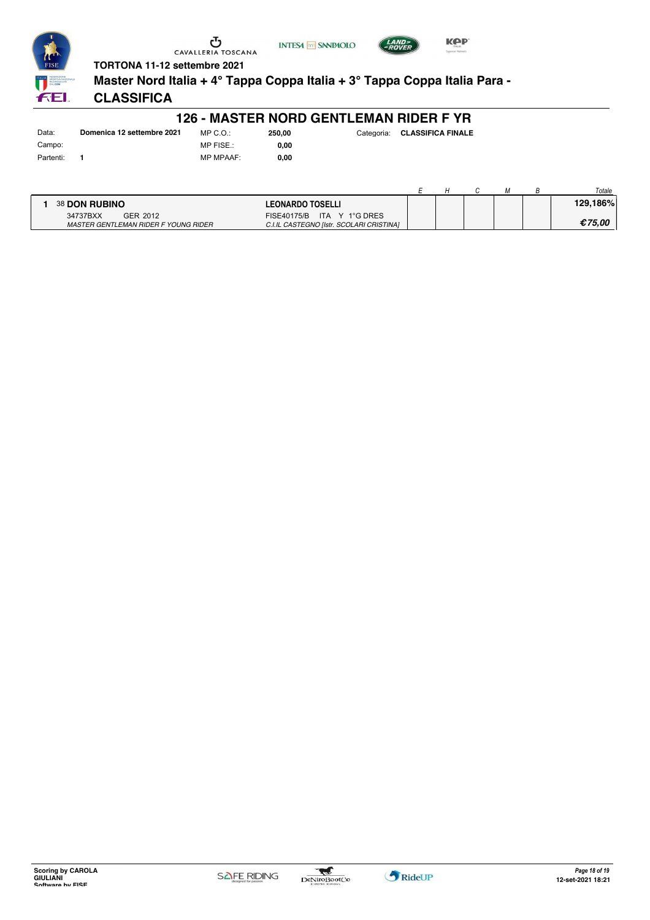**TORTONA 11-12 settembre 2021**

# Master Nord Italia + 4° Tappa Coppa Italia + 3° Tappa Coppa Italia Para - CLASSIFICA

## 126 - MASTER NORD GENTLEMAN RIDER F YR

| | | | | | |
|---|---|---|---|---|---|
| Data: | **Domenica 12 settembre 2021** | MP C.O.: | **250,00** | Categoria: | **CLASSIFICA FINALE** |
| Campo: | | MP FISE.: | **0,00** | | |
| Partenti: | **1** | MP MPAAF: | **0,00** | | |

| | | | E | H | C | M | B | Totale |
|---|---|---|---|---|---|---|---|---|
| **1** | 38 **DON RUBINO**<br>34737BXX GER 2012<br>*MASTER GENTLEMAN RIDER F YOUNG RIDER* | **LEONARDO TOSELLI**<br>FISE40175/B ITA Y 1°G DRES<br>*C.I.IL CASTEGNO [Istr. SCOLARI CRISTINA]* | | | | | | **129,186%**<br>***€75,00*** |

Scoring by CAROLA GIULIANI
Software by FISE

12-set-2021 18:21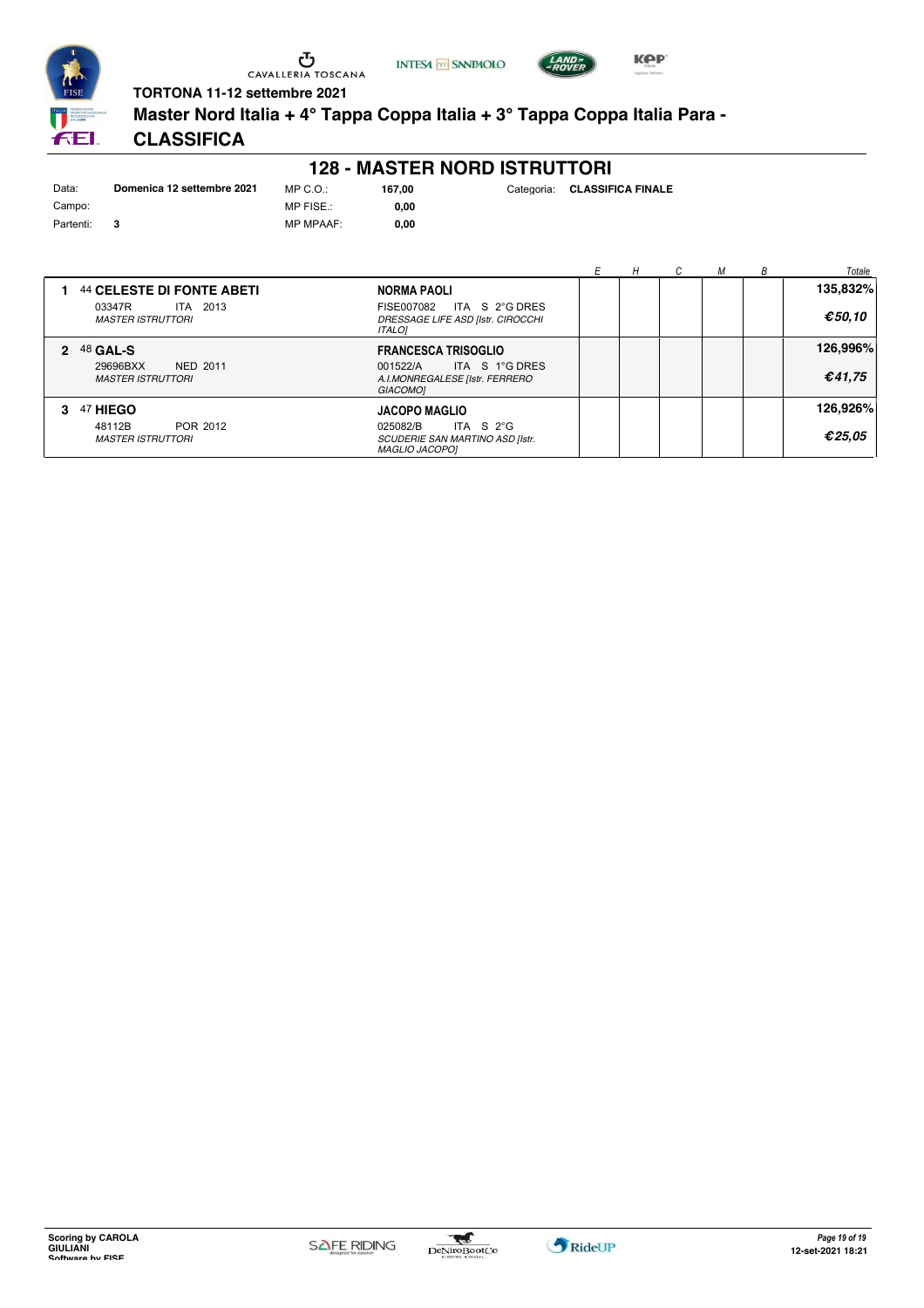TORTONA 11-12 settembre 2021

**Master Nord Italia + 4° Tappa Coppa Italia + 3° Tappa Coppa Italia Para - CLASSIFICA**

## 128 - MASTER NORD ISTRUTTORI

| | | | | | |
|---|---|---|---|---|---|
| Data: | **Domenica 12 settembre 2021** | MP C.O.: | **167,00** | Categoria: | **CLASSIFICA FINALE** |
| Campo: | | MP FISE.: | **0,00** | | |
| Partenti: | **3** | MP MPAAF: | **0,00** | | |

| | Cavallo | Cavaliere | E | H | C | M | B | Totale |
|---|---|---|---|---|---|---|---|---|
| **1** | 44 **CELESTE DI FONTE ABETI** 03347R ITA 2013 *MASTER ISTRUTTORI* | **NORMA PAOLI** FISE007082 ITA S 2°G DRES *DRESSAGE LIFE ASD [Istr. CIROCCHI ITALO]* | | | | | | **135,832%** ***€50,10*** |
| **2** | 48 **GAL-S** 29696BXX NED 2011 *MASTER ISTRUTTORI* | **FRANCESCA TRISOGLIO** 001522/A ITA S 1°G DRES *A.I.MONREGALESE [Istr. FERRERO GIACOMO]* | | | | | | **126,996%** ***€41,75*** |
| **3** | 47 **HIEGO** 48112B POR 2012 *MASTER ISTRUTTORI* | **JACOPO MAGLIO** 025082/B ITA S 2°G *SCUDERIE SAN MARTINO ASD [Istr. MAGLIO JACOPO]* | | | | | | **126,926%** ***€25,05*** |

**Scoring by CAROLA GIULIANI**
**Software by FISE**

**12-set-2021 18:21**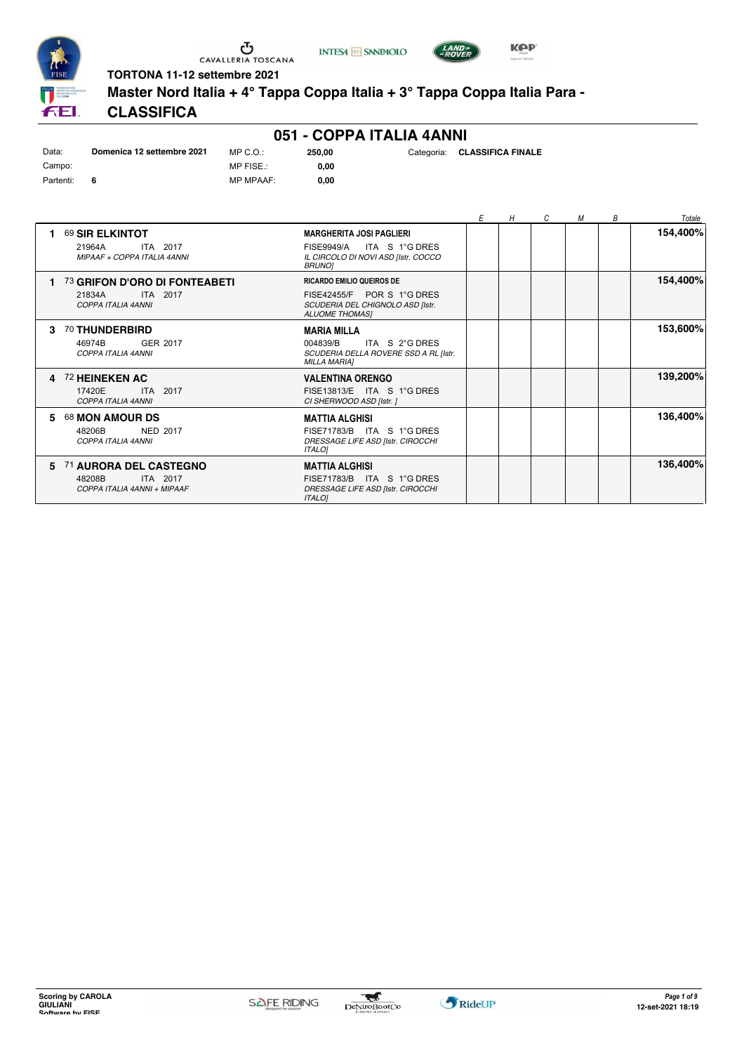TORTONA 11-12 settembre 2021

# Master Nord Italia + 4° Tappa Coppa Italia + 3° Tappa Coppa Italia Para - CLASSIFICA

## 051 - COPPA ITALIA 4ANNI

| | | | | | |
|---|---|---|---|---|---|
| Data: | **Domenica 12 settembre 2021** | MP C.O.: | **250,00** | Categoria: | **CLASSIFICA FINALE** |
| Campo: | | MP FISE.: | **0,00** | | |
| Partenti: | **6** | MP MPAAF: | **0,00** | | |

| | Cavallo | Cavaliere | E | H | C | M | B | Totale |
|---|---|---|---|---|---|---|---|---|
| 1 | 69 **SIR ELKINTOT** 21964A ITA 2017 *MIPAAF + COPPA ITALIA 4ANNI* | **MARGHERITA JOSI PAGLIERI** FISE9949/A ITA S 1°G DRES *IL CIRCOLO DI NOVI ASD [Istr. COCCO BRUNO]* | | | | | | **154,400%** |
| 1 | 73 **GRIFON D'ORO DI FONTEABETI** 21834A ITA 2017 *COPPA ITALIA 4ANNI* | **RICARDO EMILIO QUEIROS DE** FISE42455/F POR S 1°G DRES *SCUDERIA DEL CHIGNOLO ASD [Istr. ALUOME THOMAS]* | | | | | | **154,400%** |
| 3 | 70 **THUNDERBIRD** 46974B GER 2017 *COPPA ITALIA 4ANNI* | **MARIA MILLA** 004839/B ITA S 2°G DRES *SCUDERIA DELLA ROVERE SSD A RL [Istr. MILLA MARIA]* | | | | | | **153,600%** |
| 4 | 72 **HEINEKEN AC** 17420E ITA 2017 *COPPA ITALIA 4ANNI* | **VALENTINA ORENGO** FISE13813/E ITA S 1°G DRES *CI SHERWOOD ASD [Istr. ]* | | | | | | **139,200%** |
| 5 | 68 **MON AMOUR DS** 48206B NED 2017 *COPPA ITALIA 4ANNI* | **MATTIA ALGHISI** FISE71783/B ITA S 1°G DRES *DRESSAGE LIFE ASD [Istr. CIROCCHI ITALO]* | | | | | | **136,400%** |
| 5 | 71 **AURORA DEL CASTEGNO** 48208B ITA 2017 *COPPA ITALIA 4ANNI + MIPAAF* | **MATTIA ALGHISI** FISE71783/B ITA S 1°G DRES *DRESSAGE LIFE ASD [Istr. CIROCCHI ITALO]* | | | | | | **136,400%** |

Scoring by CAROLA GIULIANI
Software by FISE

12-set-2021 18:19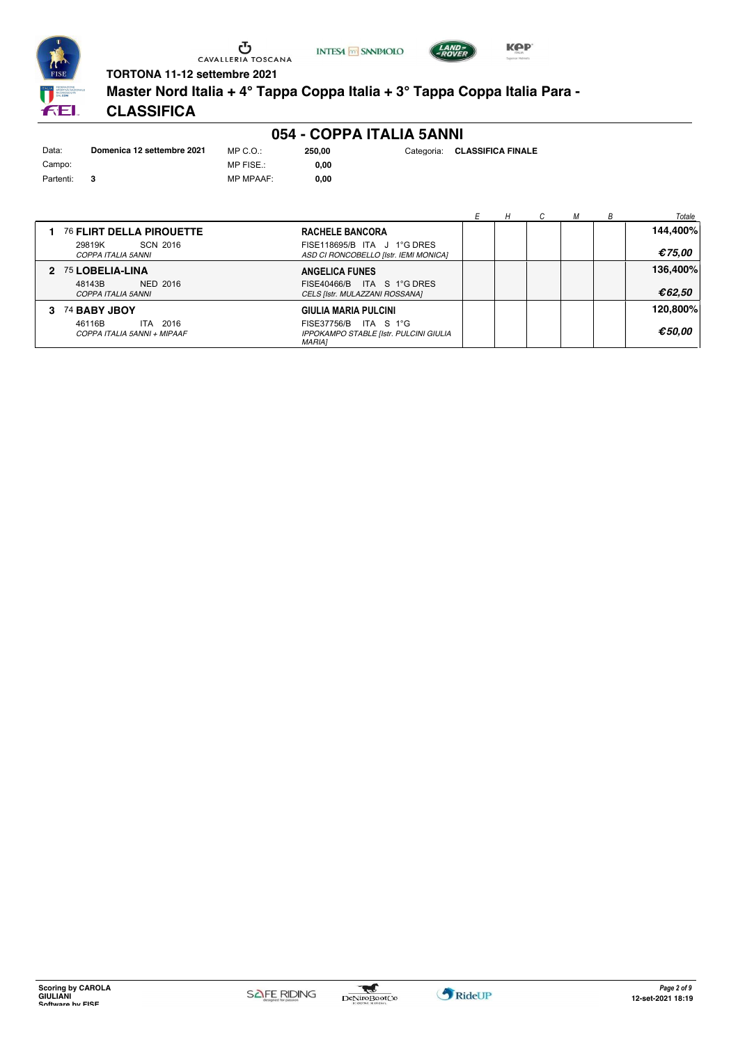TORTONA 11-12 settembre 2021

**Master Nord Italia + 4° Tappa Coppa Italia + 3° Tappa Coppa Italia Para - CLASSIFICA**

## 054 - COPPA ITALIA 5ANNI

| | | | | | |
|---|---|---|---|---|---|
| Data: | **Domenica 12 settembre 2021** | MP C.O.: | **250,00** | Categoria: | **CLASSIFICA FINALE** |
| Campo: | | MP FISE.: | **0,00** | | |
| Partenti: | **3** | MP MPAAF: | **0,00** | | |

| | Cavallo | Cavaliere | *E* | *H* | *C* | *M* | *B* | *Totale* |
|---|---|---|---|---|---|---|---|---|
| **1** | 76 **FLIRT DELLA PIROUETTE**<br>29819K SCN 2016<br>*COPPA ITALIA 5ANNI* | **RACHELE BANCORA**<br>FISE118695/B ITA J 1°G DRES<br>*ASD CI RONCOBELLO [Istr. IEMI MONICA]* | | | | | | **144,400%**<br>***€75,00*** |
| **2** | 75 **LOBELIA-LINA**<br>48143B NED 2016<br>*COPPA ITALIA 5ANNI* | **ANGELICA FUNES**<br>FISE40466/B ITA S 1°G DRES<br>*CELS [Istr. MULAZZANI ROSSANA]* | | | | | | **136,400%**<br>***€62,50*** |
| **3** | 74 **BABY JBOY**<br>46116B ITA 2016<br>*COPPA ITALIA 5ANNI + MIPAAF* | **GIULIA MARIA PULCINI**<br>FISE37756/B ITA S 1°G<br>*IPPOKAMPO STABLE [Istr. PULCINI GIULIA MARIA]* | | | | | | **120,800%**<br>***€50,00*** |

**Scoring by CAROLA GIULIANI**
**Software by FISE**

**12-set-2021 18:19**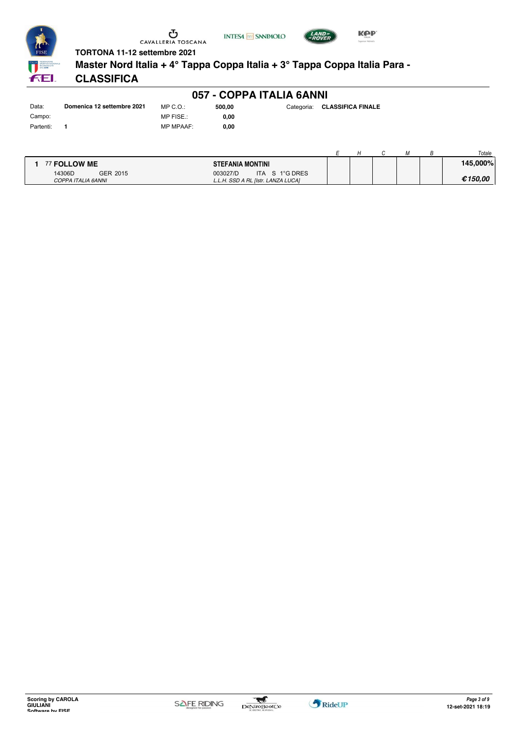TORTONA 11-12 settembre 2021

# Master Nord Italia + 4° Tappa Coppa Italia + 3° Tappa Coppa Italia Para - CLASSIFICA

## 057 - COPPA ITALIA 6ANNI

| | | | | | |
|---|---|---|---|---|---|
| Data: | **Domenica 12 settembre 2021** | MP C.O.: | **500,00** | Categoria: | **CLASSIFICA FINALE** |
| Campo: | | MP FISE.: | **0,00** | | |
| Partenti: | **1** | MP MPAAF: | **0,00** | | |

| | Cavallo | Cavaliere | E | H | C | M | B | Totale |
|---|---|---|---|---|---|---|---|---|
| **1** | 77 **FOLLOW ME**<br>14306D GER 2015<br>*COPPA ITALIA 6ANNI* | **STEFANIA MONTINI**<br>003027/D ITA S 1°G DRES<br>*L.L.H. SSD A RL [Istr. LANZA LUCA]* | | | | | | **145,000%**<br>***€150,00*** |

Scoring by CAROLA GIULIANI
Software by FISE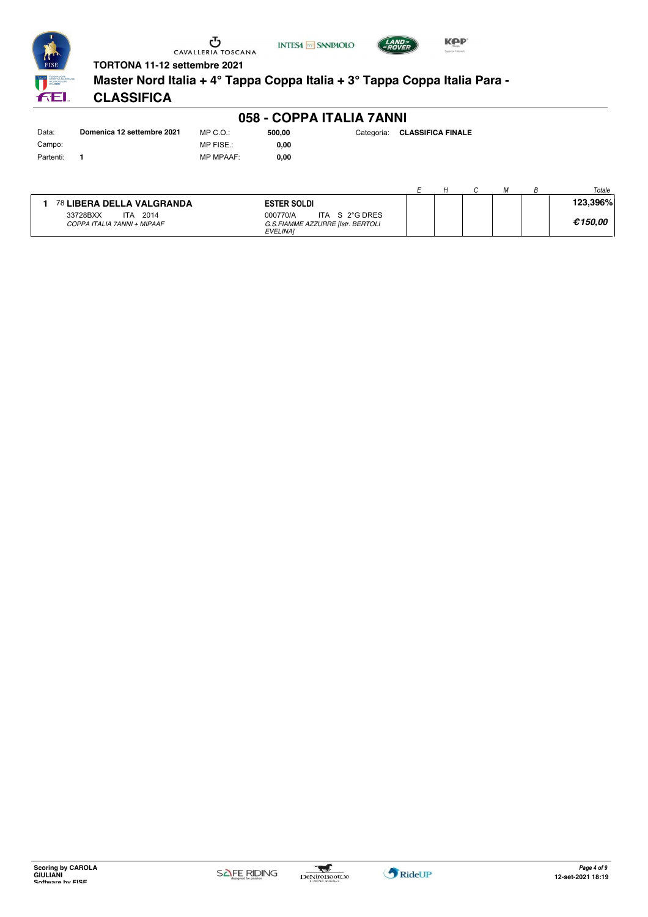TORTONA 11-12 settembre 2021

# Master Nord Italia + 4° Tappa Coppa Italia + 3° Tappa Coppa Italia Para - CLASSIFICA

## 058 - COPPA ITALIA 7ANNI

| | | | | | |
|---|---|---|---|---|---|
| Data: | **Domenica 12 settembre 2021** | MP C.O.: | **500,00** | Categoria: | **CLASSIFICA FINALE** |
| Campo: | | MP FISE.: | **0,00** | | |
| Partenti: | **1** | MP MPAAF: | **0,00** | | |

| | Cavallo | Cavaliere | E | H | C | M | B | Totale |
|---|---|---|---|---|---|---|---|---|
| **1** | 78 **LIBERA DELLA VALGRANDA**<br>33728BXX ITA 2014<br>*COPPA ITALIA 7ANNI + MIPAAF* | **ESTER SOLDI**<br>000770/A ITA S 2°G DRES<br>*G.S.FIAMME AZZURRE [Istr. BERTOLI EVELINA]* | | | | | | **123,396%**<br>***€150,00*** |

Scoring by CAROLA GIULIANI
Software by FISE

12-set-2021 18:19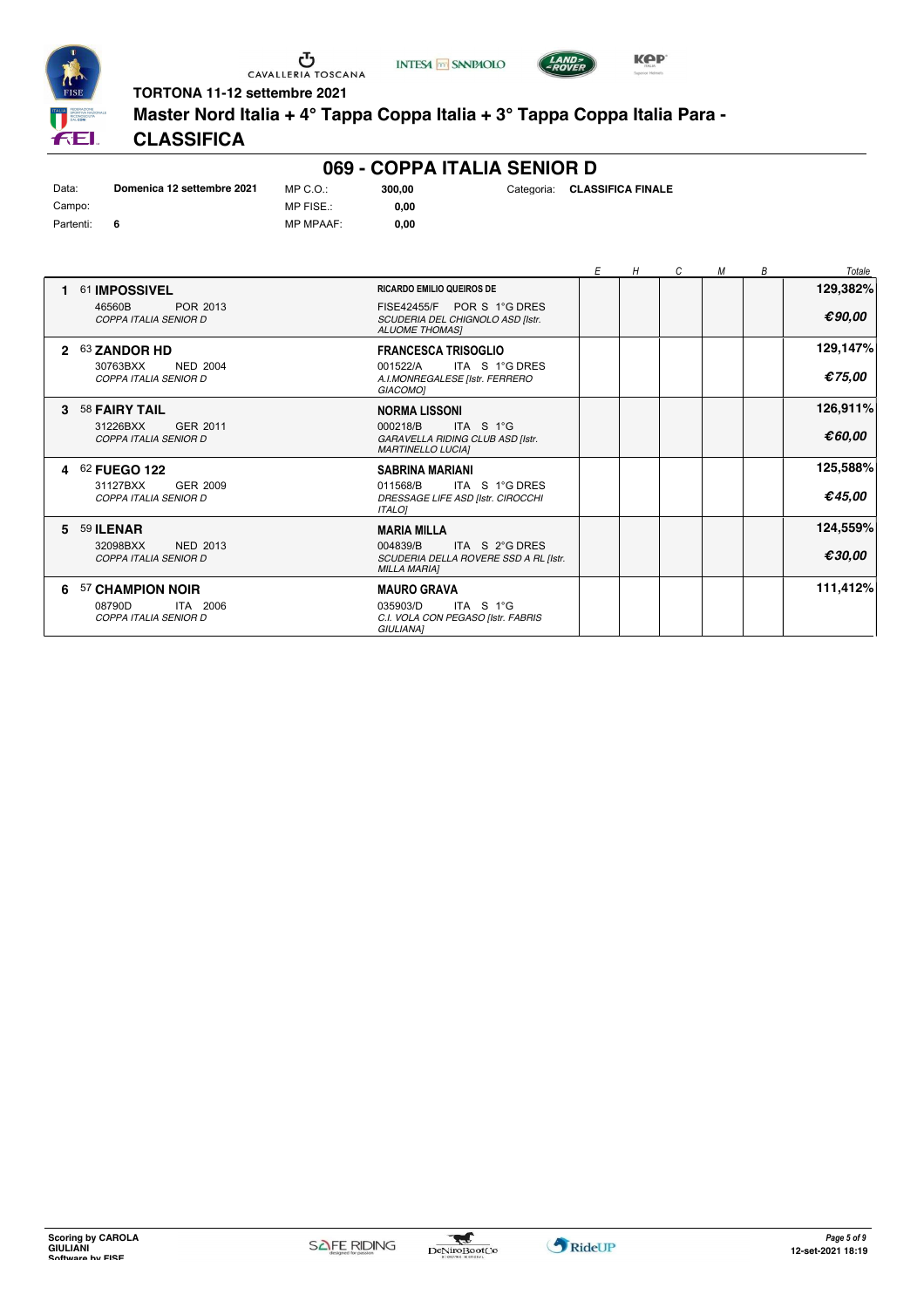TORTONA 11-12 settembre 2021

# Master Nord Italia + 4° Tappa Coppa Italia + 3° Tappa Coppa Italia Para - CLASSIFICA

## 069 - COPPA ITALIA SENIOR D

| Data: | Domenica 12 settembre 2021 | MP C.O.: | 300,00 | Categoria: | CLASSIFICA FINALE |
|---|---|---|---|---|---|
| Campo: | | MP FISE.: | 0,00 | | |
| Partenti: | 6 | MP MPAAF: | 0,00 | | |

| | Cavallo | Cavaliere | E | H | C | M | B | Totale |
|---|---|---|---|---|---|---|---|---|
| 1 | 61 **IMPOSSIVEL**<br>46560B POR 2013<br>*COPPA ITALIA SENIOR D* | **RICARDO EMILIO QUEIROS DE**<br>FISE42455/F POR S 1°G DRES<br>*SCUDERIA DEL CHIGNOLO ASD [Istr. ALUOME THOMAS]* | | | | | | **129,382%**<br>***€90,00*** |
| 2 | 63 **ZANDOR HD**<br>30763BXX NED 2004<br>*COPPA ITALIA SENIOR D* | **FRANCESCA TRISOGLIO**<br>001522/A ITA S 1°G DRES<br>*A.I.MONREGALESE [Istr. FERRERO GIACOMO]* | | | | | | **129,147%**<br>***€75,00*** |
| 3 | 58 **FAIRY TAIL**<br>31226BXX GER 2011<br>*COPPA ITALIA SENIOR D* | **NORMA LISSONI**<br>000218/B ITA S 1°G<br>*GARAVELLA RIDING CLUB ASD [Istr. MARTINELLO LUCIA]* | | | | | | **126,911%**<br>***€60,00*** |
| 4 | 62 **FUEGO 122**<br>31127BXX GER 2009<br>*COPPA ITALIA SENIOR D* | **SABRINA MARIANI**<br>011568/B ITA S 1°G DRES<br>*DRESSAGE LIFE ASD [Istr. CIROCCHI ITALO]* | | | | | | **125,588%**<br>***€45,00*** |
| 5 | 59 **ILENAR**<br>32098BXX NED 2013<br>*COPPA ITALIA SENIOR D* | **MARIA MILLA**<br>004839/B ITA S 2°G DRES<br>*SCUDERIA DELLA ROVERE SSD A RL [Istr. MILLA MARIA]* | | | | | | **124,559%**<br>***€30,00*** |
| 6 | 57 **CHAMPION NOIR**<br>08790D ITA 2006<br>*COPPA ITALIA SENIOR D* | **MAURO GRAVA**<br>035903/D ITA S 1°G<br>*C.I. VOLA CON PEGASO [Istr. FABRIS GIULIANA]* | | | | | | **111,412%** |

Scoring by CAROLA GIULIANI
Software by FISE

12-set-2021 18:19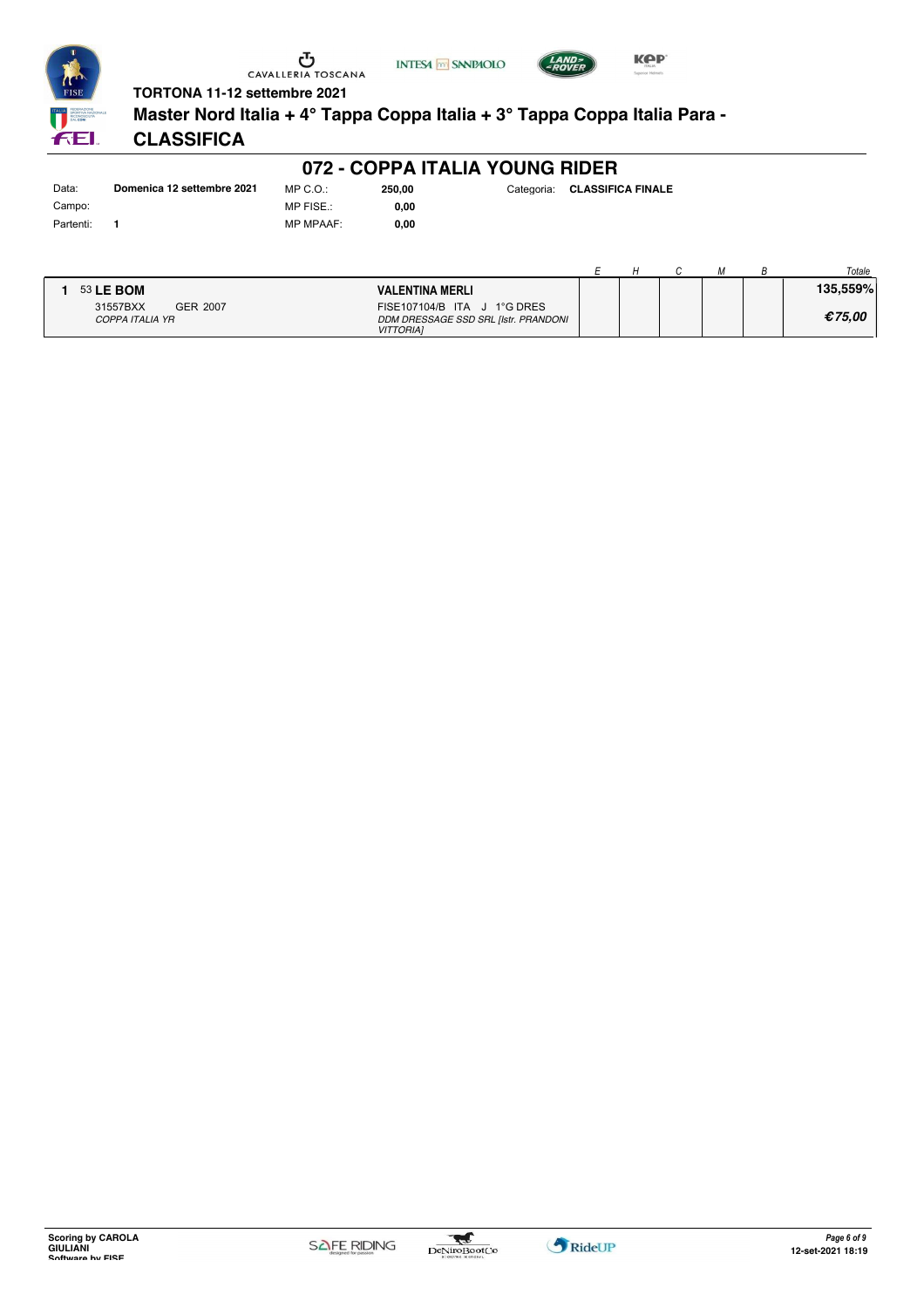**TORTONA 11-12 settembre 2021**

## Master Nord Italia + 4° Tappa Coppa Italia + 3° Tappa Coppa Italia Para - CLASSIFICA

# 072 - COPPA ITALIA YOUNG RIDER

| | | | | | |
|---|---|---|---|---|---|
| Data: | **Domenica 12 settembre 2021** | MP C.O.: | **250,00** | Categoria: | **CLASSIFICA FINALE** |
| Campo: | | MP FISE.: | **0,00** | | |
| Partenti: | **1** | MP MPAAF: | **0,00** | | |

| | Cavallo | Cavaliere | *E* | *H* | *C* | *M* | *B* | *Totale* |
|---|---|---|---|---|---|---|---|---|
| **1** | 53 **LE BOM**<br>31557BXX GER 2007<br>*COPPA ITALIA YR* | **VALENTINA MERLI**<br>FISE107104/B ITA J 1°G DRES<br>*DDM DRESSAGE SSD SRL [Istr. PRANDONI VITTORIA]* | | | | | | **135,559%**<br>***€75,00*** |

**Scoring by CAROLA GIULIANI**
**Software by FISE**

***12-set-2021 18:19***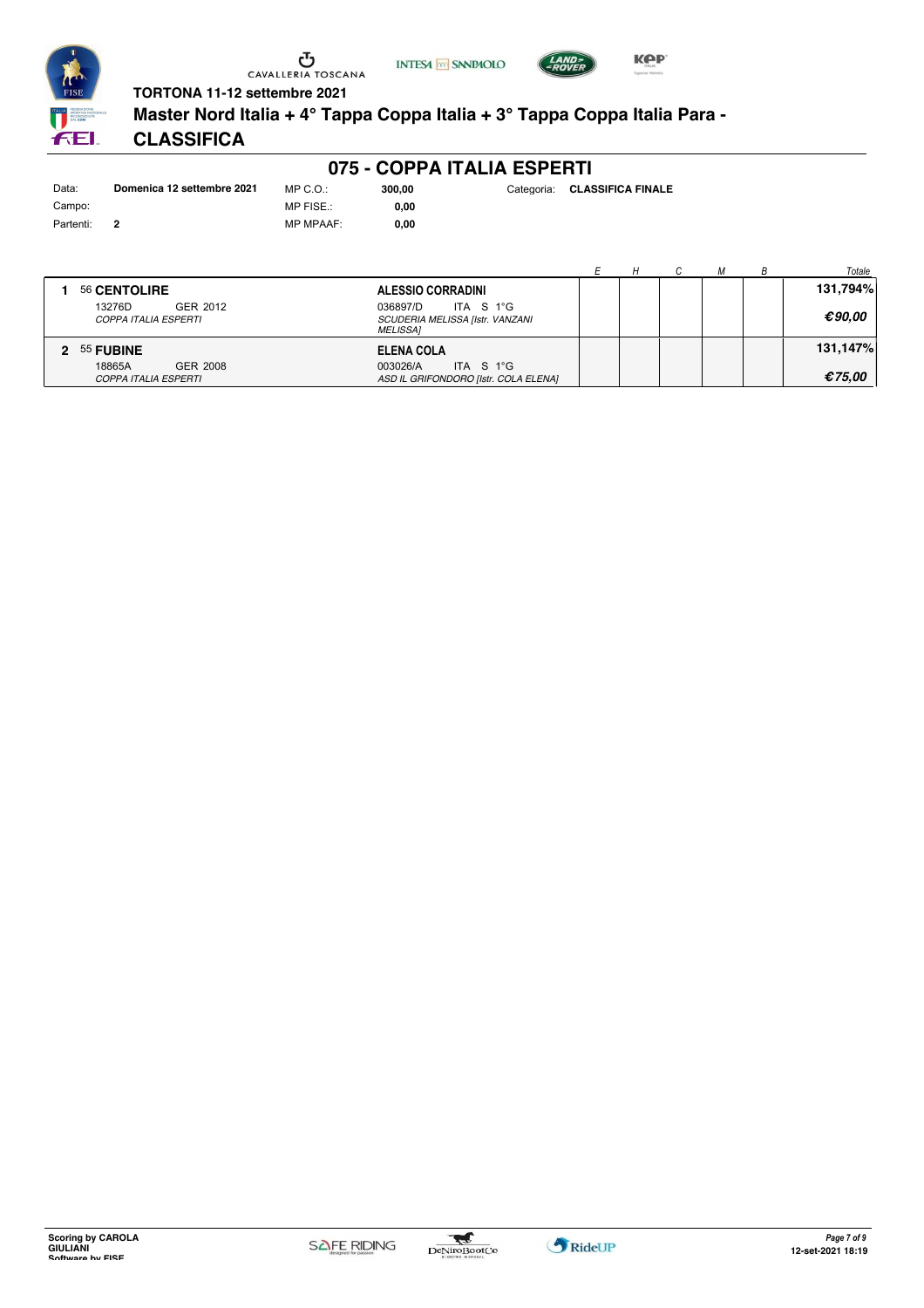TORTONA 11-12 settembre 2021

# Master Nord Italia + 4° Tappa Coppa Italia + 3° Tappa Coppa Italia Para - CLASSIFICA

## 075 - COPPA ITALIA ESPERTI

| | | | | | |
|---|---|---|---|---|---|
| Data: | **Domenica 12 settembre 2021** | MP C.O.: | **300,00** | Categoria: | **CLASSIFICA FINALE** |
| Campo: | | MP FISE.: | **0,00** | | |
| Partenti: | **2** | MP MPAAF: | **0,00** | | |

| | Cavallo | Cavaliere | *E* | *H* | *C* | *M* | *B* | *Totale* |
|---|---|---|---|---|---|---|---|---|
| **1** | 56 **CENTOLIRE**<br>13276D GER 2012<br>*COPPA ITALIA ESPERTI* | **ALESSIO CORRADINI**<br>036897/D ITA S 1°G<br>*SCUDERIA MELISSA [Istr. VANZANI MELISSA]* | | | | | | **131,794%**<br>***€90,00*** |
| **2** | 55 **FUBINE**<br>18865A GER 2008<br>*COPPA ITALIA ESPERTI* | **ELENA COLA**<br>003026/A ITA S 1°G<br>*ASD IL GRIFONDORO [Istr. COLA ELENA]* | | | | | | **131,147%**<br>***€75,00*** |

**Scoring by CAROLA GIULIANI**
**Software by FISE**

**12-set-2021 18:19**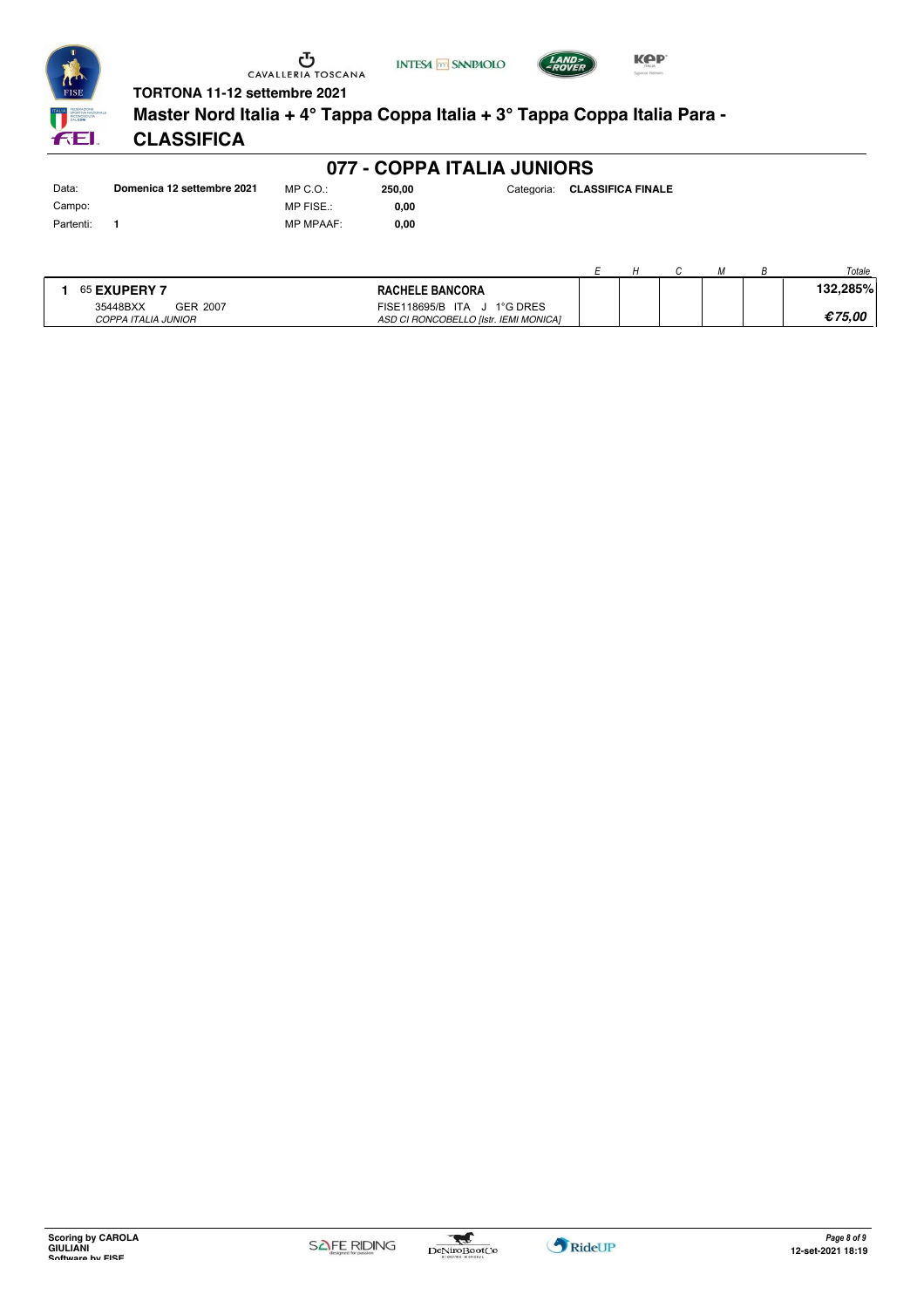**TORTONA 11-12 settembre 2021**

# Master Nord Italia + 4° Tappa Coppa Italia + 3° Tappa Coppa Italia Para - CLASSIFICA

## 077 - COPPA ITALIA JUNIORS

| | | | | | |
|---|---|---|---|---|---|
| Data: | **Domenica 12 settembre 2021** | MP C.O.: | **250,00** | Categoria: | **CLASSIFICA FINALE** |
| Campo: | | MP FISE.: | **0,00** | | |
| Partenti: | **1** | MP MPAAF: | **0,00** | | |

| | Cavallo | Cavaliere | *E* | *H* | *C* | *M* | *B* | *Totale* |
|---|---|---|---|---|---|---|---|---|
| **1** | 65 **EXUPERY 7**<br>35448BXX GER 2007<br>*COPPA ITALIA JUNIOR* | **RACHELE BANCORA**<br>FISE118695/B ITA J 1°G DRES<br>*ASD CI RONCOBELLO [Istr. IEMI MONICA]* | | | | | | **132,285%**<br>***€75,00*** |

**Scoring by CAROLA GIULIANI**
**Software by FISE**

***Page 8 of 9***
**12-set-2021 18:19**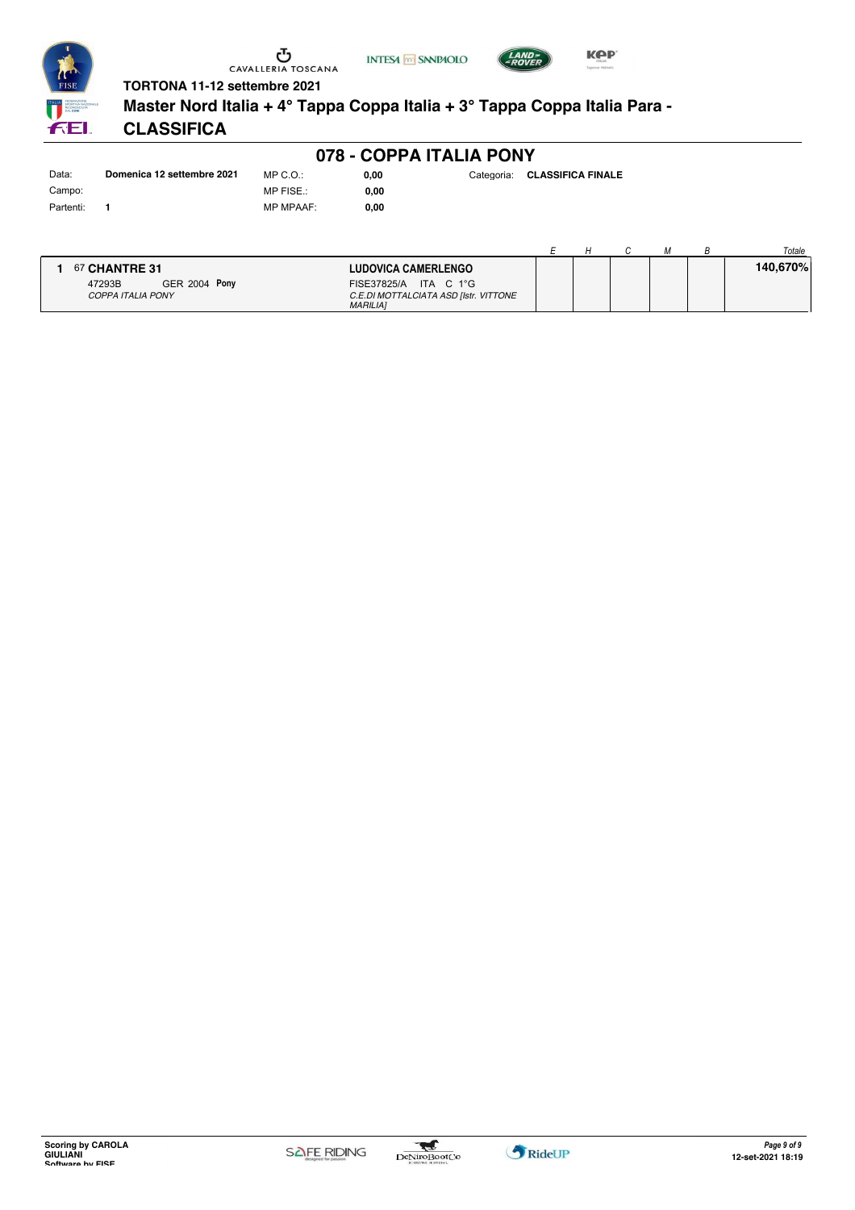TORTONA 11-12 settembre 2021

# Master Nord Italia + 4° Tappa Coppa Italia + 3° Tappa Coppa Italia Para - CLASSIFICA

## 078 - COPPA ITALIA PONY

| | | | | | |
|---|---|---|---|---|---|
| Data: | **Domenica 12 settembre 2021** | MP C.O.: | **0,00** | Categoria: | **CLASSIFICA FINALE** |
| Campo: | | MP FISE.: | **0,00** | | |
| Partenti: | **1** | MP MPAAF: | **0,00** | | |

| | | | E | H | C | M | B | Totale |
|---|---|---|---|---|---|---|---|---|
| **1** | 67 **CHANTRE 31**<br>47293B GER 2004 **Pony**<br>*COPPA ITALIA PONY* | **LUDOVICA CAMERLENGO**<br>FISE37825/A ITA C 1°G<br>*C.E.DI MOTTALCIATA ASD [Istr. VITTONE MARILIA]* | | | | | | **140,670%** |

**Scoring by CAROLA GIULIANI**
**Software by FISE**

**12-set-2021 18:19**